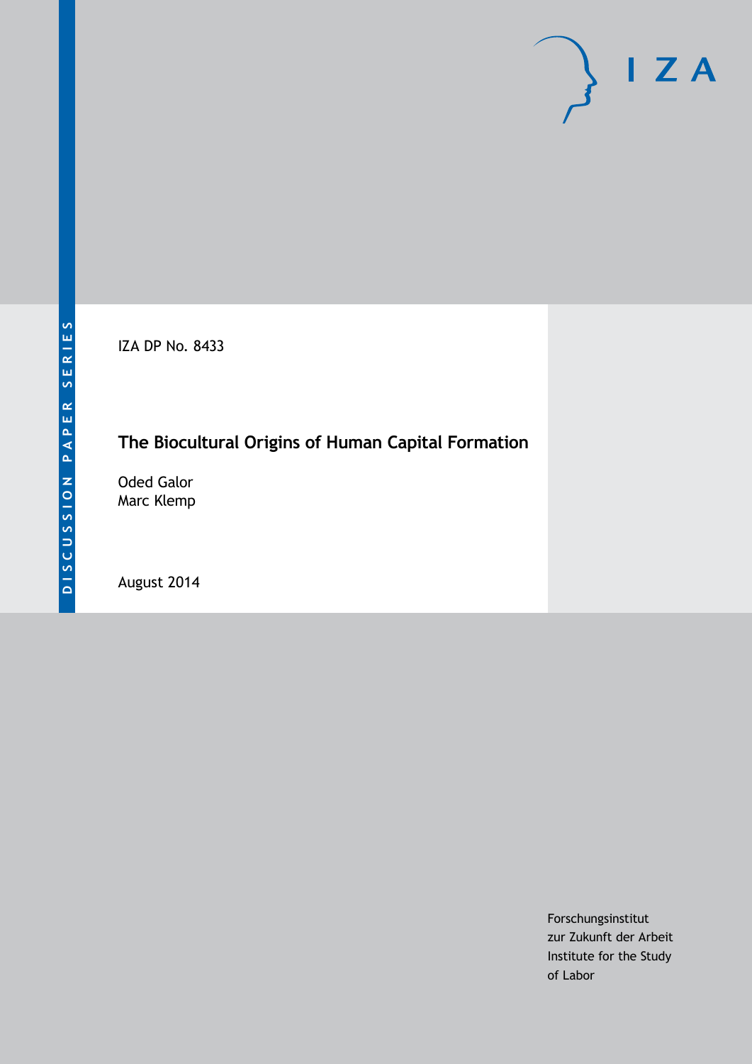DISCUSSION PAPER SERIES

IZA DP No. 8433

# The Biocultural Origins of Human Capital Formation

Oded Galor
Marc Klemp

August 2014

Forschungsinstitut
zur Zukunft der Arbeit
Institute for the Study
of Labor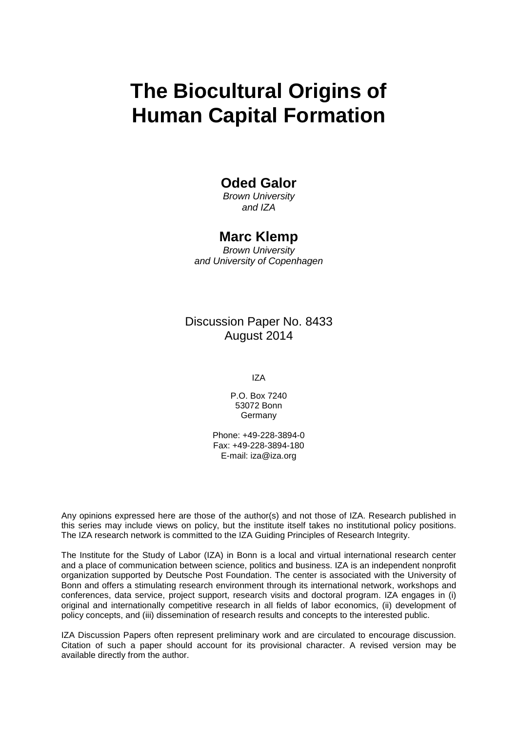# The Biocultural Origins of Human Capital Formation

**Oded Galor**
*Brown University*
*and IZA*

**Marc Klemp**
*Brown University*
*and University of Copenhagen*

Discussion Paper No. 8433
August 2014

IZA

P.O. Box 7240
53072 Bonn
Germany

Phone: +49-228-3894-0
Fax: +49-228-3894-180
E-mail: iza@iza.org

Any opinions expressed here are those of the author(s) and not those of IZA. Research published in this series may include views on policy, but the institute itself takes no institutional policy positions. The IZA research network is committed to the IZA Guiding Principles of Research Integrity.

The Institute for the Study of Labor (IZA) in Bonn is a local and virtual international research center and a place of communication between science, politics and business. IZA is an independent nonprofit organization supported by Deutsche Post Foundation. The center is associated with the University of Bonn and offers a stimulating research environment through its international network, workshops and conferences, data service, project support, research visits and doctoral program. IZA engages in (i) original and internationally competitive research in all fields of labor economics, (ii) development of policy concepts, and (iii) dissemination of research results and concepts to the interested public.

IZA Discussion Papers often represent preliminary work and are circulated to encourage discussion. Citation of such a paper should account for its provisional character. A revised version may be available directly from the author.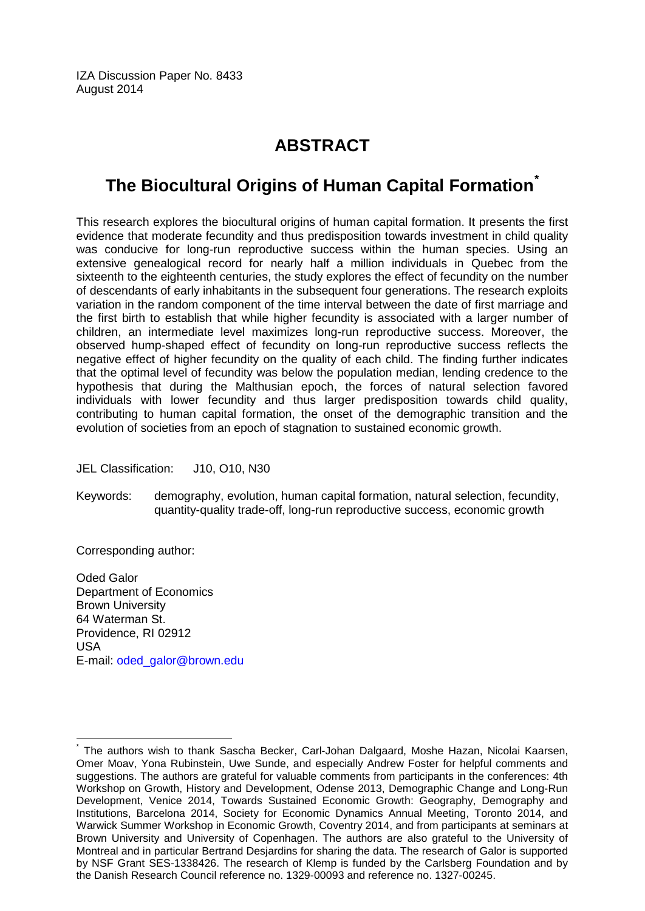IZA Discussion Paper No. 8433
August 2014

# ABSTRACT

## The Biocultural Origins of Human Capital Formation[*]

This research explores the biocultural origins of human capital formation. It presents the first evidence that moderate fecundity and thus predisposition towards investment in child quality was conducive for long-run reproductive success within the human species. Using an extensive genealogical record for nearly half a million individuals in Quebec from the sixteenth to the eighteenth centuries, the study explores the effect of fecundity on the number of descendants of early inhabitants in the subsequent four generations. The research exploits variation in the random component of the time interval between the date of first marriage and the first birth to establish that while higher fecundity is associated with a larger number of children, an intermediate level maximizes long-run reproductive success. Moreover, the observed hump-shaped effect of fecundity on long-run reproductive success reflects the negative effect of higher fecundity on the quality of each child. The finding further indicates that the optimal level of fecundity was below the population median, lending credence to the hypothesis that during the Malthusian epoch, the forces of natural selection favored individuals with lower fecundity and thus larger predisposition towards child quality, contributing to human capital formation, the onset of the demographic transition and the evolution of societies from an epoch of stagnation to sustained economic growth.

JEL Classification: J10, O10, N30

Keywords: demography, evolution, human capital formation, natural selection, fecundity, quantity-quality trade-off, long-run reproductive success, economic growth

Corresponding author:

Oded Galor
Department of Economics
Brown University
64 Waterman St.
Providence, RI 02912
USA
E-mail: oded_galor@brown.edu

---

[*] The authors wish to thank Sascha Becker, Carl-Johan Dalgaard, Moshe Hazan, Nicolai Kaarsen, Omer Moav, Yona Rubinstein, Uwe Sunde, and especially Andrew Foster for helpful comments and suggestions. The authors are grateful for valuable comments from participants in the conferences: 4th Workshop on Growth, History and Development, Odense 2013, Demographic Change and Long-Run Development, Venice 2014, Towards Sustained Economic Growth: Geography, Demography and Institutions, Barcelona 2014, Society for Economic Dynamics Annual Meeting, Toronto 2014, and Warwick Summer Workshop in Economic Growth, Coventry 2014, and from participants at seminars at Brown University and University of Copenhagen. The authors are also grateful to the University of Montreal and in particular Bertrand Desjardins for sharing the data. The research of Galor is supported by NSF Grant SES-1338426. The research of Klemp is funded by the Carlsberg Foundation and by the Danish Research Council reference no. 1329-00093 and reference no. 1327-00245.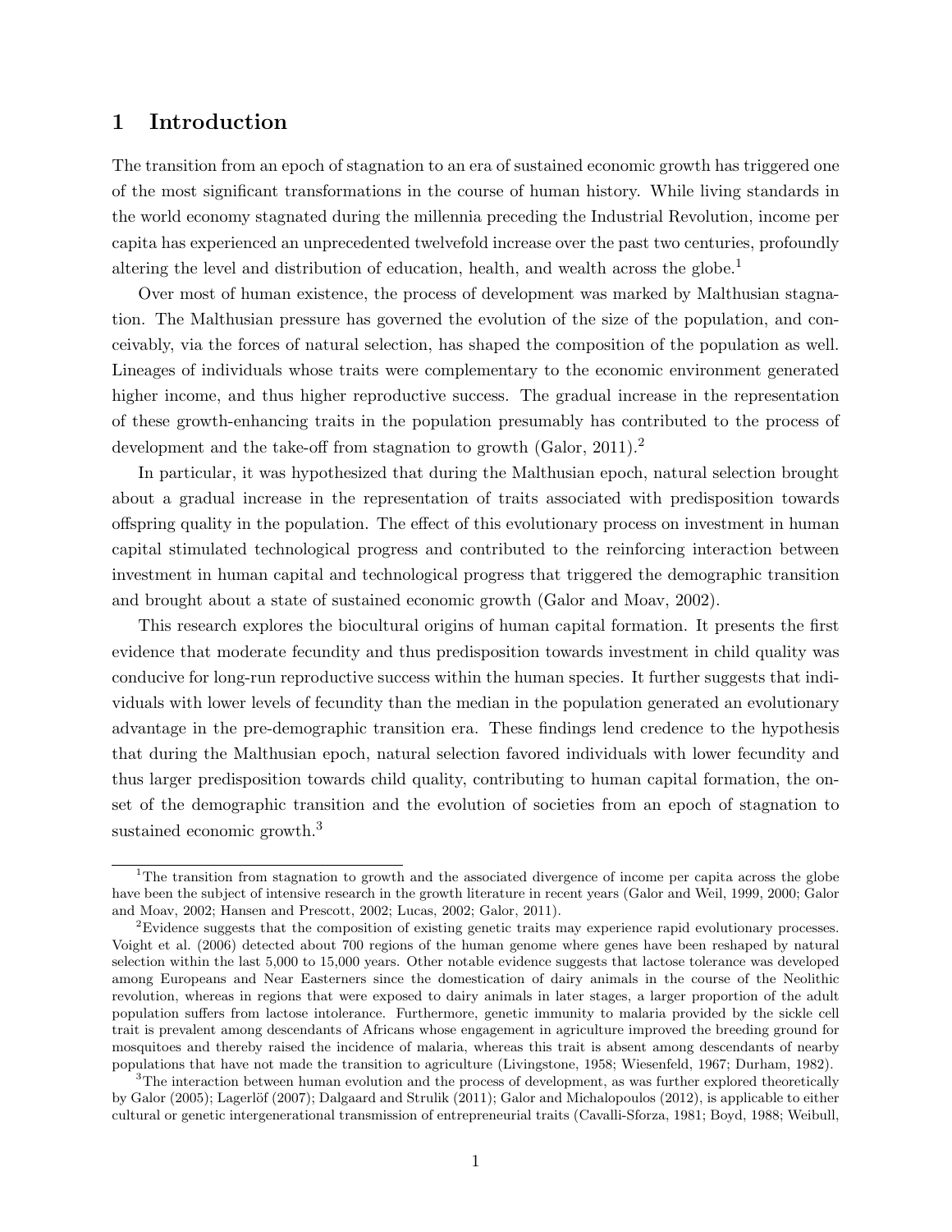# 1 Introduction

The transition from an epoch of stagnation to an era of sustained economic growth has triggered one of the most significant transformations in the course of human history. While living standards in the world economy stagnated during the millennia preceding the Industrial Revolution, income per capita has experienced an unprecedented twelvefold increase over the past two centuries, profoundly altering the level and distribution of education, health, and wealth across the globe.[1]

Over most of human existence, the process of development was marked by Malthusian stagnation. The Malthusian pressure has governed the evolution of the size of the population, and conceivably, via the forces of natural selection, has shaped the composition of the population as well. Lineages of individuals whose traits were complementary to the economic environment generated higher income, and thus higher reproductive success. The gradual increase in the representation of these growth-enhancing traits in the population presumably has contributed to the process of development and the take-off from stagnation to growth (Galor, 2011).[2]

In particular, it was hypothesized that during the Malthusian epoch, natural selection brought about a gradual increase in the representation of traits associated with predisposition towards offspring quality in the population. The effect of this evolutionary process on investment in human capital stimulated technological progress and contributed to the reinforcing interaction between investment in human capital and technological progress that triggered the demographic transition and brought about a state of sustained economic growth (Galor and Moav, 2002).

This research explores the biocultural origins of human capital formation. It presents the first evidence that moderate fecundity and thus predisposition towards investment in child quality was conducive for long-run reproductive success within the human species. It further suggests that individuals with lower levels of fecundity than the median in the population generated an evolutionary advantage in the pre-demographic transition era. These findings lend credence to the hypothesis that during the Malthusian epoch, natural selection favored individuals with lower fecundity and thus larger predisposition towards child quality, contributing to human capital formation, the onset of the demographic transition and the evolution of societies from an epoch of stagnation to sustained economic growth.[3]

---

[1]The transition from stagnation to growth and the associated divergence of income per capita across the globe have been the subject of intensive research in the growth literature in recent years (Galor and Weil, 1999, 2000; Galor and Moav, 2002; Hansen and Prescott, 2002; Lucas, 2002; Galor, 2011).

[2]Evidence suggests that the composition of existing genetic traits may experience rapid evolutionary processes. Voight et al. (2006) detected about 700 regions of the human genome where genes have been reshaped by natural selection within the last 5,000 to 15,000 years. Other notable evidence suggests that lactose tolerance was developed among Europeans and Near Easterners since the domestication of dairy animals in the course of the Neolithic revolution, whereas in regions that were exposed to dairy animals in later stages, a larger proportion of the adult population suffers from lactose intolerance. Furthermore, genetic immunity to malaria provided by the sickle cell trait is prevalent among descendants of Africans whose engagement in agriculture improved the breeding ground for mosquitoes and thereby raised the incidence of malaria, whereas this trait is absent among descendants of nearby populations that have not made the transition to agriculture (Livingstone, 1958; Wiesenfeld, 1967; Durham, 1982).

[3]The interaction between human evolution and the process of development, as was further explored theoretically by Galor (2005); Lagerlöf (2007); Dalgaard and Strulik (2011); Galor and Michalopoulos (2012), is applicable to either cultural or genetic intergenerational transmission of entrepreneurial traits (Cavalli-Sforza, 1981; Boyd, 1988; Weibull,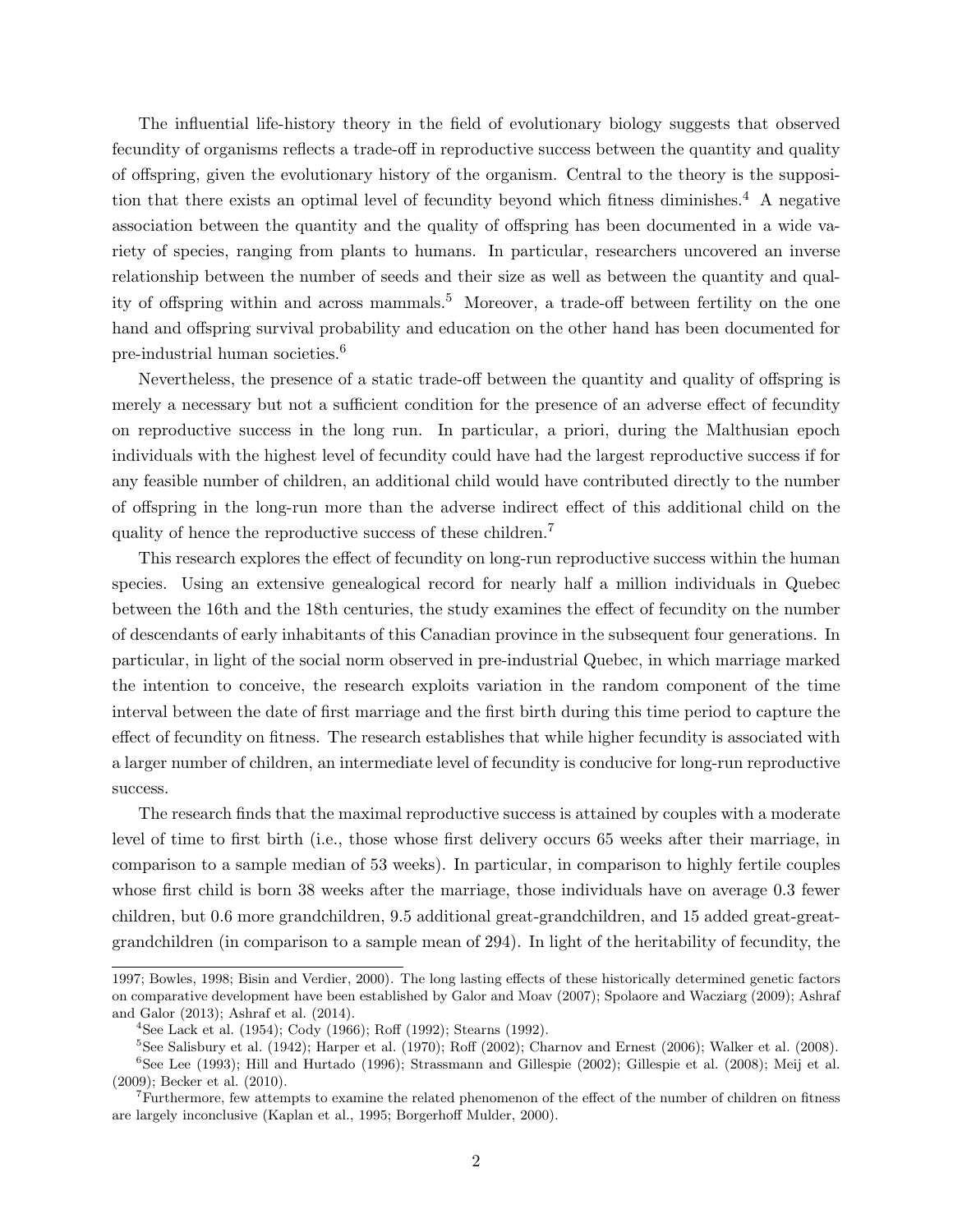The influential life-history theory in the field of evolutionary biology suggests that observed fecundity of organisms reflects a trade-off in reproductive success between the quantity and quality of offspring, given the evolutionary history of the organism. Central to the theory is the supposition that there exists an optimal level of fecundity beyond which fitness diminishes.[4] A negative association between the quantity and the quality of offspring has been documented in a wide variety of species, ranging from plants to humans. In particular, researchers uncovered an inverse relationship between the number of seeds and their size as well as between the quantity and quality of offspring within and across mammals.[5] Moreover, a trade-off between fertility on the one hand and offspring survival probability and education on the other hand has been documented for pre-industrial human societies.[6]

Nevertheless, the presence of a static trade-off between the quantity and quality of offspring is merely a necessary but not a sufficient condition for the presence of an adverse effect of fecundity on reproductive success in the long run. In particular, a priori, during the Malthusian epoch individuals with the highest level of fecundity could have had the largest reproductive success if for any feasible number of children, an additional child would have contributed directly to the number of offspring in the long-run more than the adverse indirect effect of this additional child on the quality of hence the reproductive success of these children.[7]

This research explores the effect of fecundity on long-run reproductive success within the human species. Using an extensive genealogical record for nearly half a million individuals in Quebec between the 16th and the 18th centuries, the study examines the effect of fecundity on the number of descendants of early inhabitants of this Canadian province in the subsequent four generations. In particular, in light of the social norm observed in pre-industrial Quebec, in which marriage marked the intention to conceive, the research exploits variation in the random component of the time interval between the date of first marriage and the first birth during this time period to capture the effect of fecundity on fitness. The research establishes that while higher fecundity is associated with a larger number of children, an intermediate level of fecundity is conducive for long-run reproductive success.

The research finds that the maximal reproductive success is attained by couples with a moderate level of time to first birth (i.e., those whose first delivery occurs 65 weeks after their marriage, in comparison to a sample median of 53 weeks). In particular, in comparison to highly fertile couples whose first child is born 38 weeks after the marriage, those individuals have on average 0.3 fewer children, but 0.6 more grandchildren, 9.5 additional great-grandchildren, and 15 added great-great-grandchildren (in comparison to a sample mean of 294). In light of the heritability of fecundity, the

1997; Bowles, 1998; Bisin and Verdier, 2000). The long lasting effects of these historically determined genetic factors on comparative development have been established by Galor and Moav (2007); Spolaore and Wacziarg (2009); Ashraf and Galor (2013); Ashraf et al. (2014).

[4] See Lack et al. (1954); Cody (1966); Roff (1992); Stearns (1992).

[5] See Salisbury et al. (1942); Harper et al. (1970); Roff (2002); Charnov and Ernest (2006); Walker et al. (2008).

[6] See Lee (1993); Hill and Hurtado (1996); Strassmann and Gillespie (2002); Gillespie et al. (2008); Meij et al. (2009); Becker et al. (2010).

[7] Furthermore, few attempts to examine the related phenomenon of the effect of the number of children on fitness are largely inconclusive (Kaplan et al., 1995; Borgerhoff Mulder, 2000).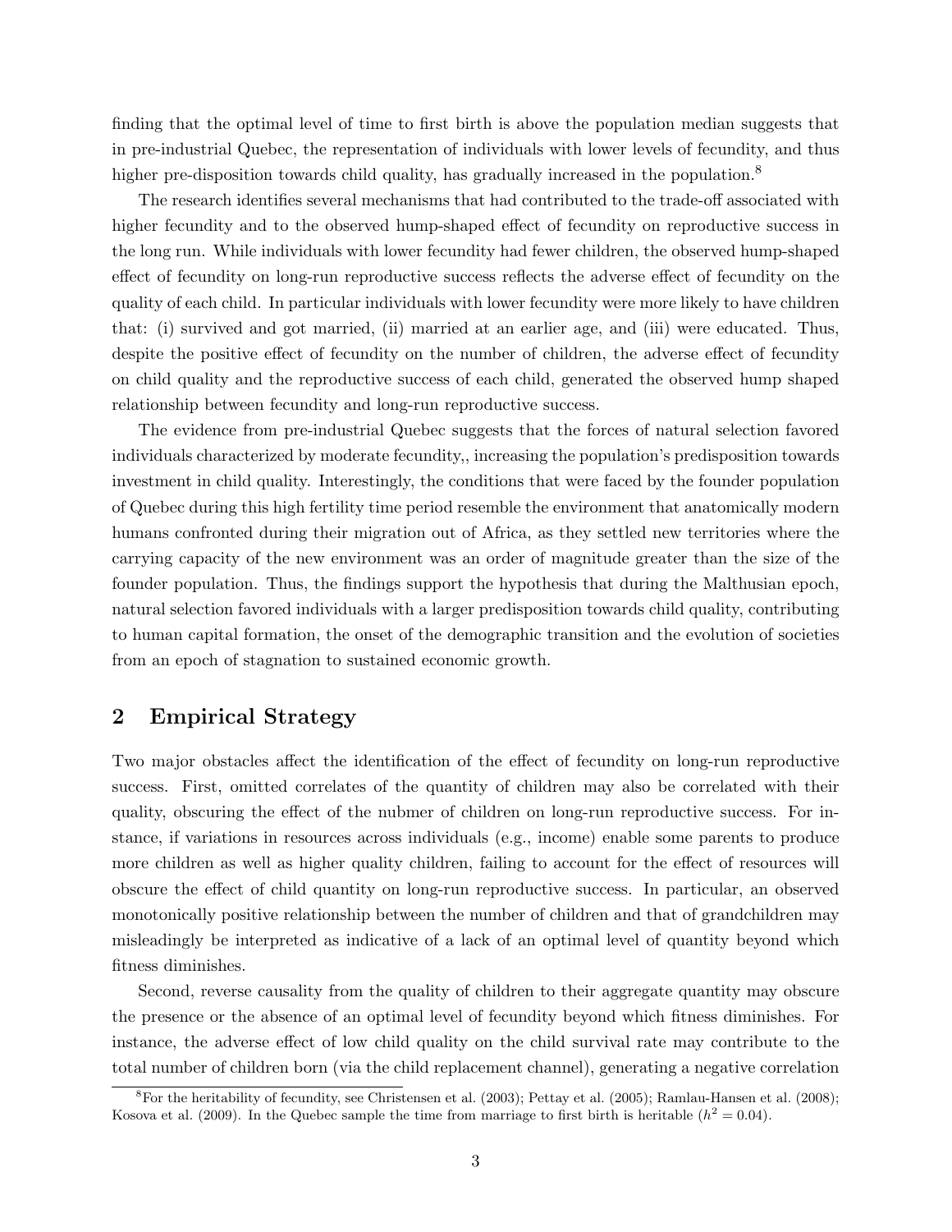finding that the optimal level of time to first birth is above the population median suggests that in pre-industrial Quebec, the representation of individuals with lower levels of fecundity, and thus higher pre-disposition towards child quality, has gradually increased in the population.[8]

The research identifies several mechanisms that had contributed to the trade-off associated with higher fecundity and to the observed hump-shaped effect of fecundity on reproductive success in the long run. While individuals with lower fecundity had fewer children, the observed hump-shaped effect of fecundity on long-run reproductive success reflects the adverse effect of fecundity on the quality of each child. In particular individuals with lower fecundity were more likely to have children that: (i) survived and got married, (ii) married at an earlier age, and (iii) were educated. Thus, despite the positive effect of fecundity on the number of children, the adverse effect of fecundity on child quality and the reproductive success of each child, generated the observed hump shaped relationship between fecundity and long-run reproductive success.

The evidence from pre-industrial Quebec suggests that the forces of natural selection favored individuals characterized by moderate fecundity,, increasing the population's predisposition towards investment in child quality. Interestingly, the conditions that were faced by the founder population of Quebec during this high fertility time period resemble the environment that anatomically modern humans confronted during their migration out of Africa, as they settled new territories where the carrying capacity of the new environment was an order of magnitude greater than the size of the founder population. Thus, the findings support the hypothesis that during the Malthusian epoch, natural selection favored individuals with a larger predisposition towards child quality, contributing to human capital formation, the onset of the demographic transition and the evolution of societies from an epoch of stagnation to sustained economic growth.

## 2 Empirical Strategy

Two major obstacles affect the identification of the effect of fecundity on long-run reproductive success. First, omitted correlates of the quantity of children may also be correlated with their quality, obscuring the effect of the nubmer of children on long-run reproductive success. For instance, if variations in resources across individuals (e.g., income) enable some parents to produce more children as well as higher quality children, failing to account for the effect of resources will obscure the effect of child quantity on long-run reproductive success. In particular, an observed monotonically positive relationship between the number of children and that of grandchildren may misleadingly be interpreted as indicative of a lack of an optimal level of quantity beyond which fitness diminishes.

Second, reverse causality from the quality of children to their aggregate quantity may obscure the presence or the absence of an optimal level of fecundity beyond which fitness diminishes. For instance, the adverse effect of low child quality on the child survival rate may contribute to the total number of children born (via the child replacement channel), generating a negative correlation

[8] For the heritability of fecundity, see Christensen et al. (2003); Pettay et al. (2005); Ramlau-Hansen et al. (2008); Kosova et al. (2009). In the Quebec sample the time from marriage to first birth is heritable ($h^2 = 0.04$).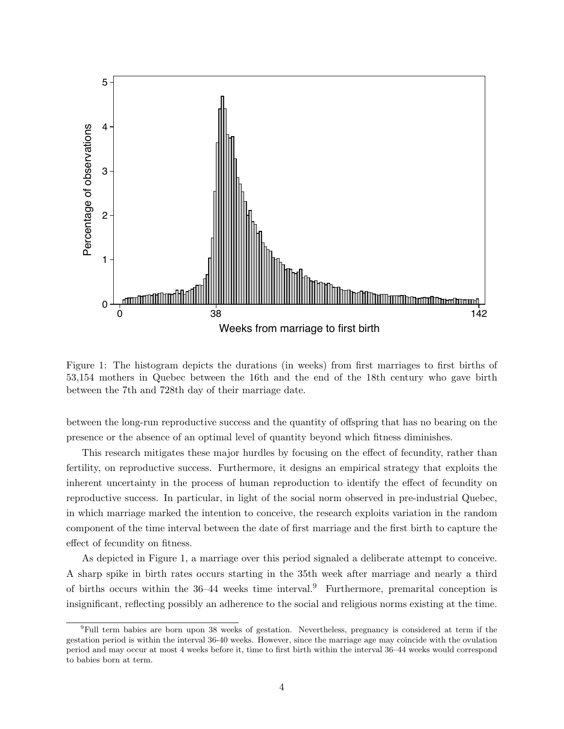Figure 1: The histogram depicts the durations (in weeks) from first marriages to first births of 53,154 mothers in Quebec between the 16th and the end of the 18th century who gave birth between the 7th and 728th day of their marriage date.

between the long-run reproductive success and the quantity of offspring that has no bearing on the presence or the absence of an optimal level of quantity beyond which fitness diminishes.

This research mitigates these major hurdles by focusing on the effect of fecundity, rather than fertility, on reproductive success. Furthermore, it designs an empirical strategy that exploits the inherent uncertainty in the process of human reproduction to identify the effect of fecundity on reproductive success. In particular, in light of the social norm observed in pre-industrial Quebec, in which marriage marked the intention to conceive, the research exploits variation in the random component of the time interval between the date of first marriage and the first birth to capture the effect of fecundity on fitness.

As depicted in Figure 1, a marriage over this period signaled a deliberate attempt to conceive. A sharp spike in birth rates occurs starting in the 35th week after marriage and nearly a third of births occurs within the 36–44 weeks time interval.[9] Furthermore, premarital conception is insignificant, reflecting possibly an adherence to the social and religious norms existing at the time.

[9] Full term babies are born upon 38 weeks of gestation. Nevertheless, pregnancy is considered at term if the gestation period is within the interval 36-40 weeks. However, since the marriage age may coincide with the ovulation period and may occur at most 4 weeks before it, time to first birth within the interval 36–44 weeks would correspond to babies born at term.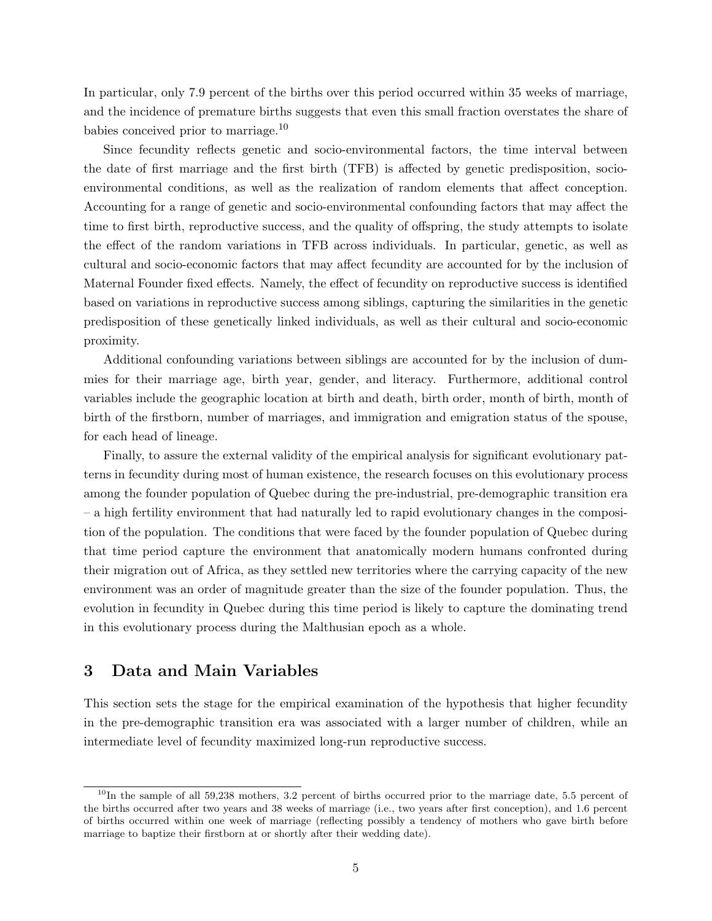In particular, only 7.9 percent of the births over this period occurred within 35 weeks of marriage, and the incidence of premature births suggests that even this small fraction overstates the share of babies conceived prior to marriage.[10]

Since fecundity reflects genetic and socio-environmental factors, the time interval between the date of first marriage and the first birth (TFB) is affected by genetic predisposition, socio-environmental conditions, as well as the realization of random elements that affect conception. Accounting for a range of genetic and socio-environmental confounding factors that may affect the time to first birth, reproductive success, and the quality of offspring, the study attempts to isolate the effect of the random variations in TFB across individuals. In particular, genetic, as well as cultural and socio-economic factors that may affect fecundity are accounted for by the inclusion of Maternal Founder fixed effects. Namely, the effect of fecundity on reproductive success is identified based on variations in reproductive success among siblings, capturing the similarities in the genetic predisposition of these genetically linked individuals, as well as their cultural and socio-economic proximity.

Additional confounding variations between siblings are accounted for by the inclusion of dummies for their marriage age, birth year, gender, and literacy. Furthermore, additional control variables include the geographic location at birth and death, birth order, month of birth, month of birth of the firstborn, number of marriages, and immigration and emigration status of the spouse, for each head of lineage.

Finally, to assure the external validity of the empirical analysis for significant evolutionary patterns in fecundity during most of human existence, the research focuses on this evolutionary process among the founder population of Quebec during the pre-industrial, pre-demographic transition era – a high fertility environment that had naturally led to rapid evolutionary changes in the composition of the population. The conditions that were faced by the founder population of Quebec during that time period capture the environment that anatomically modern humans confronted during their migration out of Africa, as they settled new territories where the carrying capacity of the new environment was an order of magnitude greater than the size of the founder population. Thus, the evolution in fecundity in Quebec during this time period is likely to capture the dominating trend in this evolutionary process during the Malthusian epoch as a whole.

## 3 Data and Main Variables

This section sets the stage for the empirical examination of the hypothesis that higher fecundity in the pre-demographic transition era was associated with a larger number of children, while an intermediate level of fecundity maximized long-run reproductive success.

[10] In the sample of all 59,238 mothers, 3.2 percent of births occurred prior to the marriage date, 5.5 percent of the births occurred after two years and 38 weeks of marriage (i.e., two years after first conception), and 1.6 percent of births occurred within one week of marriage (reflecting possibly a tendency of mothers who gave birth before marriage to baptize their firstborn at or shortly after their wedding date).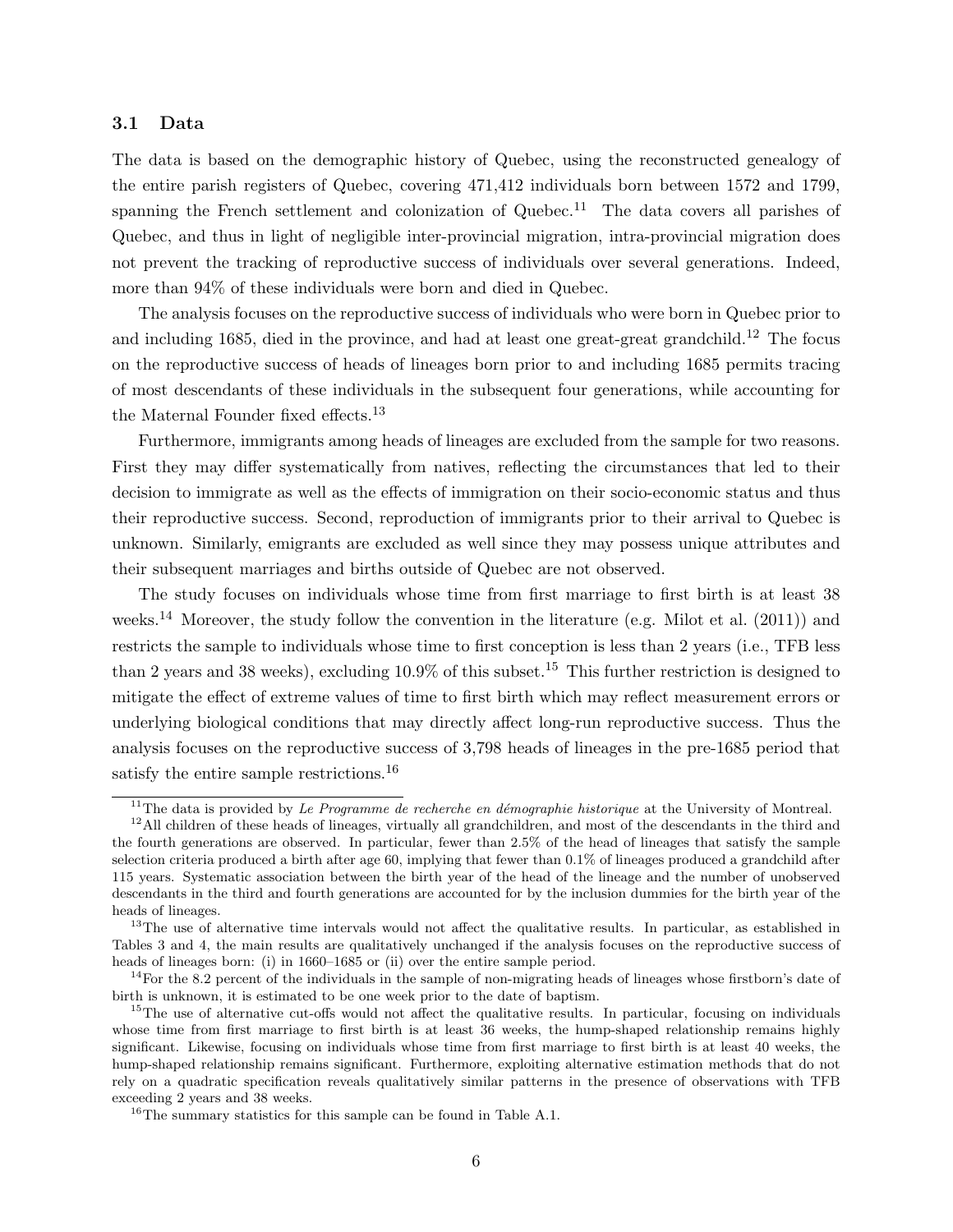### 3.1 Data

The data is based on the demographic history of Quebec, using the reconstructed genealogy of the entire parish registers of Quebec, covering 471,412 individuals born between 1572 and 1799, spanning the French settlement and colonization of Quebec.[11] The data covers all parishes of Quebec, and thus in light of negligible inter-provincial migration, intra-provincial migration does not prevent the tracking of reproductive success of individuals over several generations. Indeed, more than 94% of these individuals were born and died in Quebec.

The analysis focuses on the reproductive success of individuals who were born in Quebec prior to and including 1685, died in the province, and had at least one great-great grandchild.[12] The focus on the reproductive success of heads of lineages born prior to and including 1685 permits tracing of most descendants of these individuals in the subsequent four generations, while accounting for the Maternal Founder fixed effects.[13]

Furthermore, immigrants among heads of lineages are excluded from the sample for two reasons. First they may differ systematically from natives, reflecting the circumstances that led to their decision to immigrate as well as the effects of immigration on their socio-economic status and thus their reproductive success. Second, reproduction of immigrants prior to their arrival to Quebec is unknown. Similarly, emigrants are excluded as well since they may possess unique attributes and their subsequent marriages and births outside of Quebec are not observed.

The study focuses on individuals whose time from first marriage to first birth is at least 38 weeks.[14] Moreover, the study follow the convention in the literature (e.g. Milot et al. (2011)) and restricts the sample to individuals whose time to first conception is less than 2 years (i.e., TFB less than 2 years and 38 weeks), excluding 10.9% of this subset.[15] This further restriction is designed to mitigate the effect of extreme values of time to first birth which may reflect measurement errors or underlying biological conditions that may directly affect long-run reproductive success. Thus the analysis focuses on the reproductive success of 3,798 heads of lineages in the pre-1685 period that satisfy the entire sample restrictions.[16]

---

[11] The data is provided by *Le Programme de recherche en démographie historique* at the University of Montreal.

[12] All children of these heads of lineages, virtually all grandchildren, and most of the descendants in the third and the fourth generations are observed. In particular, fewer than 2.5% of the head of lineages that satisfy the sample selection criteria produced a birth after age 60, implying that fewer than 0.1% of lineages produced a grandchild after 115 years. Systematic association between the birth year of the head of the lineage and the number of unobserved descendants in the third and fourth generations are accounted for by the inclusion dummies for the birth year of the heads of lineages.

[13] The use of alternative time intervals would not affect the qualitative results. In particular, as established in Tables 3 and 4, the main results are qualitatively unchanged if the analysis focuses on the reproductive success of heads of lineages born: (i) in 1660–1685 or (ii) over the entire sample period.

[14] For the 8.2 percent of the individuals in the sample of non-migrating heads of lineages whose firstborn's date of birth is unknown, it is estimated to be one week prior to the date of baptism.

[15] The use of alternative cut-offs would not affect the qualitative results. In particular, focusing on individuals whose time from first marriage to first birth is at least 36 weeks, the hump-shaped relationship remains highly significant. Likewise, focusing on individuals whose time from first marriage to first birth is at least 40 weeks, the hump-shaped relationship remains significant. Furthermore, exploiting alternative estimation methods that do not rely on a quadratic specification reveals qualitatively similar patterns in the presence of observations with TFB exceeding 2 years and 38 weeks.

[16] The summary statistics for this sample can be found in Table A.1.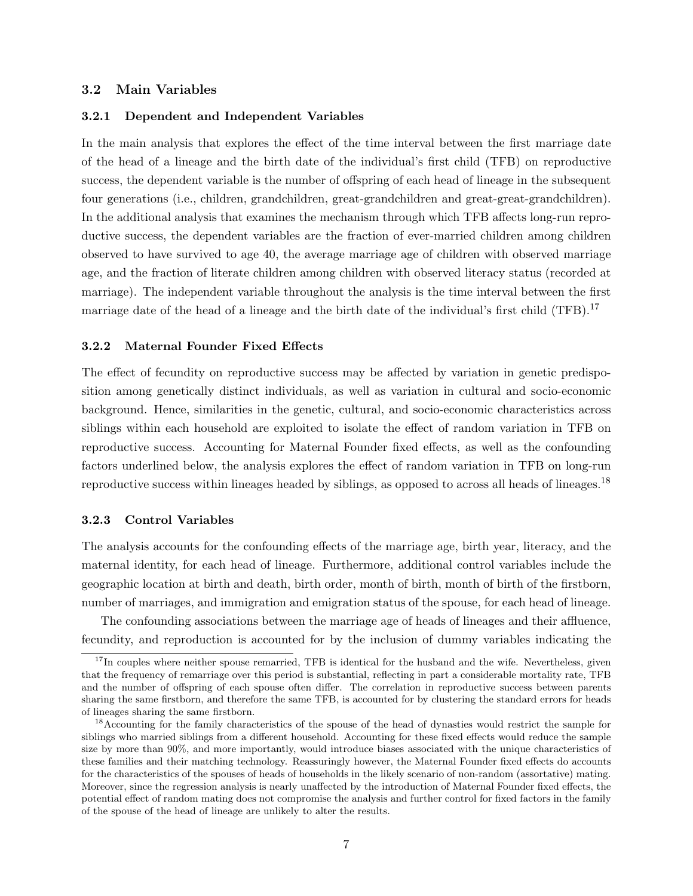### 3.2 Main Variables

#### 3.2.1 Dependent and Independent Variables

In the main analysis that explores the effect of the time interval between the first marriage date of the head of a lineage and the birth date of the individual's first child (TFB) on reproductive success, the dependent variable is the number of offspring of each head of lineage in the subsequent four generations (i.e., children, grandchildren, great-grandchildren and great-great-grandchildren). In the additional analysis that examines the mechanism through which TFB affects long-run reproductive success, the dependent variables are the fraction of ever-married children among children observed to have survived to age 40, the average marriage age of children with observed marriage age, and the fraction of literate children among children with observed literacy status (recorded at marriage). The independent variable throughout the analysis is the time interval between the first marriage date of the head of a lineage and the birth date of the individual's first child (TFB).[17]

#### 3.2.2 Maternal Founder Fixed Effects

The effect of fecundity on reproductive success may be affected by variation in genetic predisposition among genetically distinct individuals, as well as variation in cultural and socio-economic background. Hence, similarities in the genetic, cultural, and socio-economic characteristics across siblings within each household are exploited to isolate the effect of random variation in TFB on reproductive success. Accounting for Maternal Founder fixed effects, as well as the confounding factors underlined below, the analysis explores the effect of random variation in TFB on long-run reproductive success within lineages headed by siblings, as opposed to across all heads of lineages.[18]

#### 3.2.3 Control Variables

The analysis accounts for the confounding effects of the marriage age, birth year, literacy, and the maternal identity, for each head of lineage. Furthermore, additional control variables include the geographic location at birth and death, birth order, month of birth, month of birth of the firstborn, number of marriages, and immigration and emigration status of the spouse, for each head of lineage.

The confounding associations between the marriage age of heads of lineages and their affluence, fecundity, and reproduction is accounted for by the inclusion of dummy variables indicating the

[17] In couples where neither spouse remarried, TFB is identical for the husband and the wife. Nevertheless, given that the frequency of remarriage over this period is substantial, reflecting in part a considerable mortality rate, TFB and the number of offspring of each spouse often differ. The correlation in reproductive success between parents sharing the same firstborn, and therefore the same TFB, is accounted for by clustering the standard errors for heads of lineages sharing the same firstborn.

[18] Accounting for the family characteristics of the spouse of the head of dynasties would restrict the sample for siblings who married siblings from a different household. Accounting for these fixed effects would reduce the sample size by more than 90%, and more importantly, would introduce biases associated with the unique characteristics of these families and their matching technology. Reassuringly however, the Maternal Founder fixed effects do accounts for the characteristics of the spouses of heads of households in the likely scenario of non-random (assortative) mating. Moreover, since the regression analysis is nearly unaffected by the introduction of Maternal Founder fixed effects, the potential effect of random mating does not compromise the analysis and further control for fixed factors in the family of the spouse of the head of lineage are unlikely to alter the results.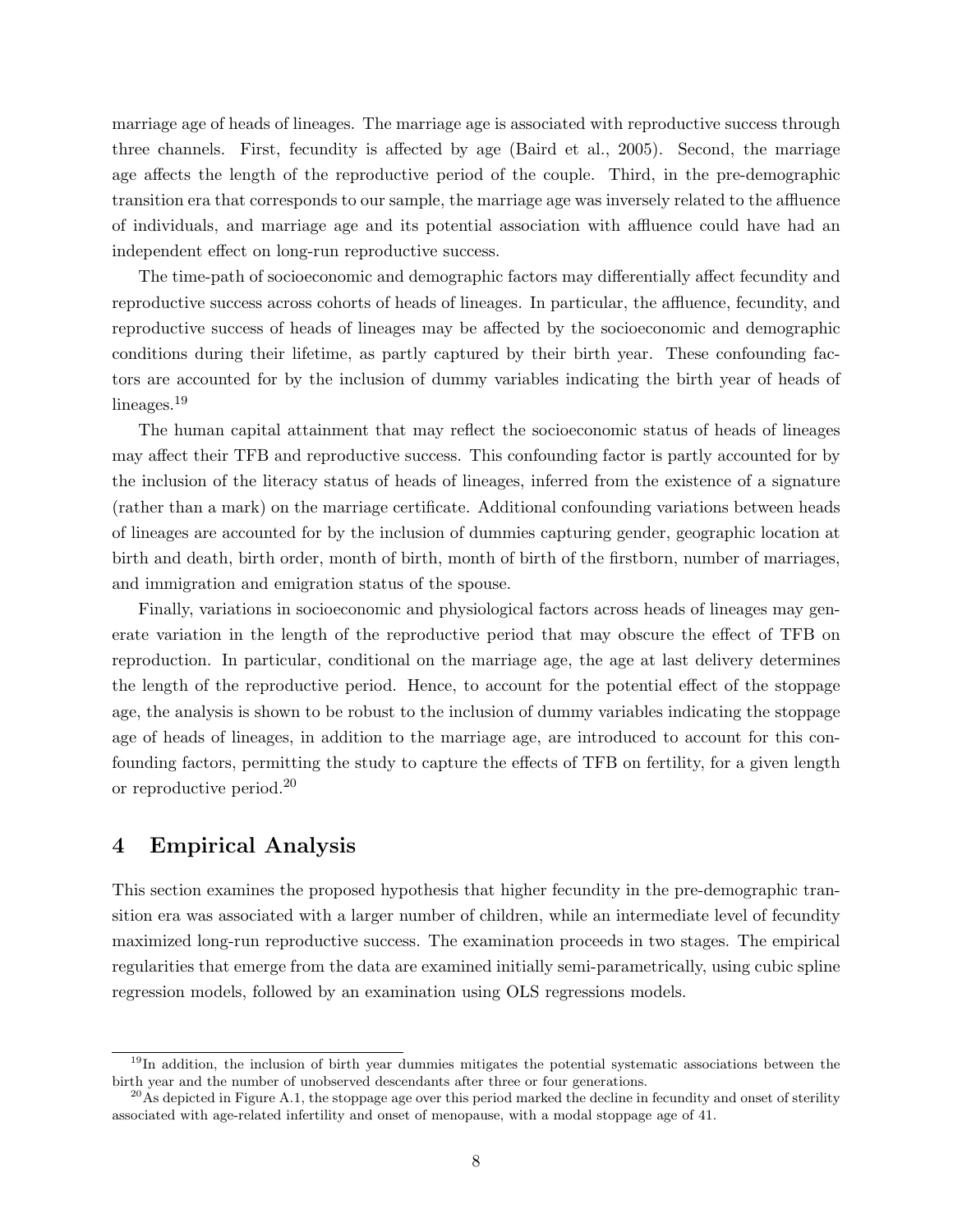marriage age of heads of lineages. The marriage age is associated with reproductive success through three channels. First, fecundity is affected by age (Baird et al., 2005). Second, the marriage age affects the length of the reproductive period of the couple. Third, in the pre-demographic transition era that corresponds to our sample, the marriage age was inversely related to the affluence of individuals, and marriage age and its potential association with affluence could have had an independent effect on long-run reproductive success.

The time-path of socioeconomic and demographic factors may differentially affect fecundity and reproductive success across cohorts of heads of lineages. In particular, the affluence, fecundity, and reproductive success of heads of lineages may be affected by the socioeconomic and demographic conditions during their lifetime, as partly captured by their birth year. These confounding factors are accounted for by the inclusion of dummy variables indicating the birth year of heads of lineages.[19]

The human capital attainment that may reflect the socioeconomic status of heads of lineages may affect their TFB and reproductive success. This confounding factor is partly accounted for by the inclusion of the literacy status of heads of lineages, inferred from the existence of a signature (rather than a mark) on the marriage certificate. Additional confounding variations between heads of lineages are accounted for by the inclusion of dummies capturing gender, geographic location at birth and death, birth order, month of birth, month of birth of the firstborn, number of marriages, and immigration and emigration status of the spouse.

Finally, variations in socioeconomic and physiological factors across heads of lineages may generate variation in the length of the reproductive period that may obscure the effect of TFB on reproduction. In particular, conditional on the marriage age, the age at last delivery determines the length of the reproductive period. Hence, to account for the potential effect of the stoppage age, the analysis is shown to be robust to the inclusion of dummy variables indicating the stoppage age of heads of lineages, in addition to the marriage age, are introduced to account for this confounding factors, permitting the study to capture the effects of TFB on fertility, for a given length or reproductive period.[20]

## 4 Empirical Analysis

This section examines the proposed hypothesis that higher fecundity in the pre-demographic transition era was associated with a larger number of children, while an intermediate level of fecundity maximized long-run reproductive success. The examination proceeds in two stages. The empirical regularities that emerge from the data are examined initially semi-parametrically, using cubic spline regression models, followed by an examination using OLS regressions models.

[19] In addition, the inclusion of birth year dummies mitigates the potential systematic associations between the birth year and the number of unobserved descendants after three or four generations.

[20] As depicted in Figure A.1, the stoppage age over this period marked the decline in fecundity and onset of sterility associated with age-related infertility and onset of menopause, with a modal stoppage age of 41.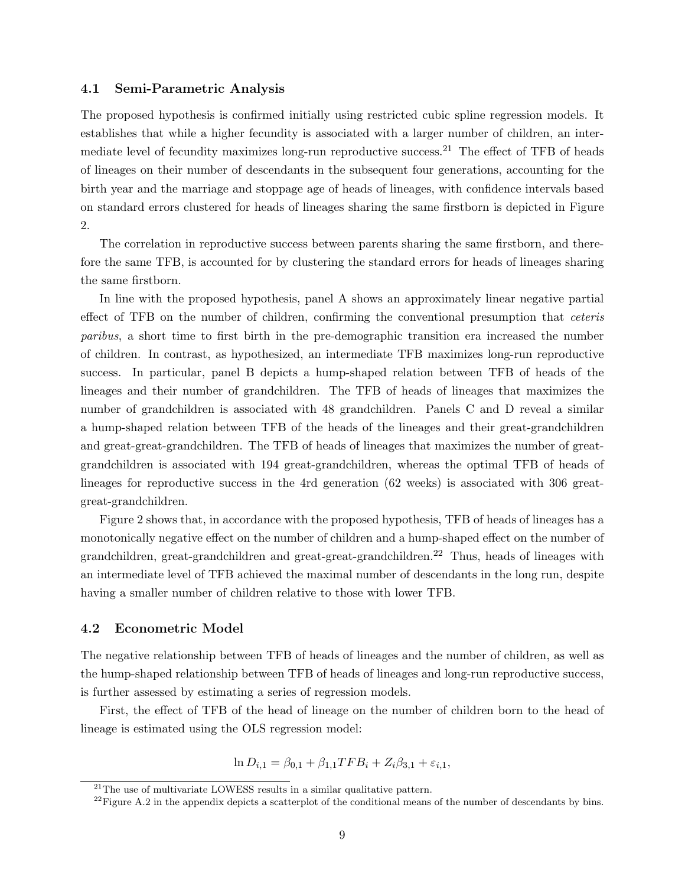### 4.1 Semi-Parametric Analysis

The proposed hypothesis is confirmed initially using restricted cubic spline regression models. It establishes that while a higher fecundity is associated with a larger number of children, an intermediate level of fecundity maximizes long-run reproductive success.[21] The effect of TFB of heads of lineages on their number of descendants in the subsequent four generations, accounting for the birth year and the marriage and stoppage age of heads of lineages, with confidence intervals based on standard errors clustered for heads of lineages sharing the same firstborn is depicted in Figure 2.

The correlation in reproductive success between parents sharing the same firstborn, and therefore the same TFB, is accounted for by clustering the standard errors for heads of lineages sharing the same firstborn.

In line with the proposed hypothesis, panel A shows an approximately linear negative partial effect of TFB on the number of children, confirming the conventional presumption that *ceteris paribus*, a short time to first birth in the pre-demographic transition era increased the number of children. In contrast, as hypothesized, an intermediate TFB maximizes long-run reproductive success. In particular, panel B depicts a hump-shaped relation between TFB of heads of the lineages and their number of grandchildren. The TFB of heads of lineages that maximizes the number of grandchildren is associated with 48 grandchildren. Panels C and D reveal a similar a hump-shaped relation between TFB of the heads of the lineages and their great-grandchildren and great-great-grandchildren. The TFB of heads of lineages that maximizes the number of great-grandchildren is associated with 194 great-grandchildren, whereas the optimal TFB of heads of lineages for reproductive success in the 4rd generation (62 weeks) is associated with 306 great-great-grandchildren.

Figure 2 shows that, in accordance with the proposed hypothesis, TFB of heads of lineages has a monotonically negative effect on the number of children and a hump-shaped effect on the number of grandchildren, great-grandchildren and great-great-grandchildren.[22] Thus, heads of lineages with an intermediate level of TFB achieved the maximal number of descendants in the long run, despite having a smaller number of children relative to those with lower TFB.

### 4.2 Econometric Model

The negative relationship between TFB of heads of lineages and the number of children, as well as the hump-shaped relationship between TFB of heads of lineages and long-run reproductive success, is further assessed by estimating a series of regression models.

First, the effect of TFB of the head of lineage on the number of children born to the head of lineage is estimated using the OLS regression model:

$$\ln D_{i,1} = \beta_{0,1} + \beta_{1,1} TFB_i + Z_i \beta_{3,1} + \varepsilon_{i,1},$$

[21] The use of multivariate LOWESS results in a similar qualitative pattern.

[22] Figure A.2 in the appendix depicts a scatterplot of the conditional means of the number of descendants by bins.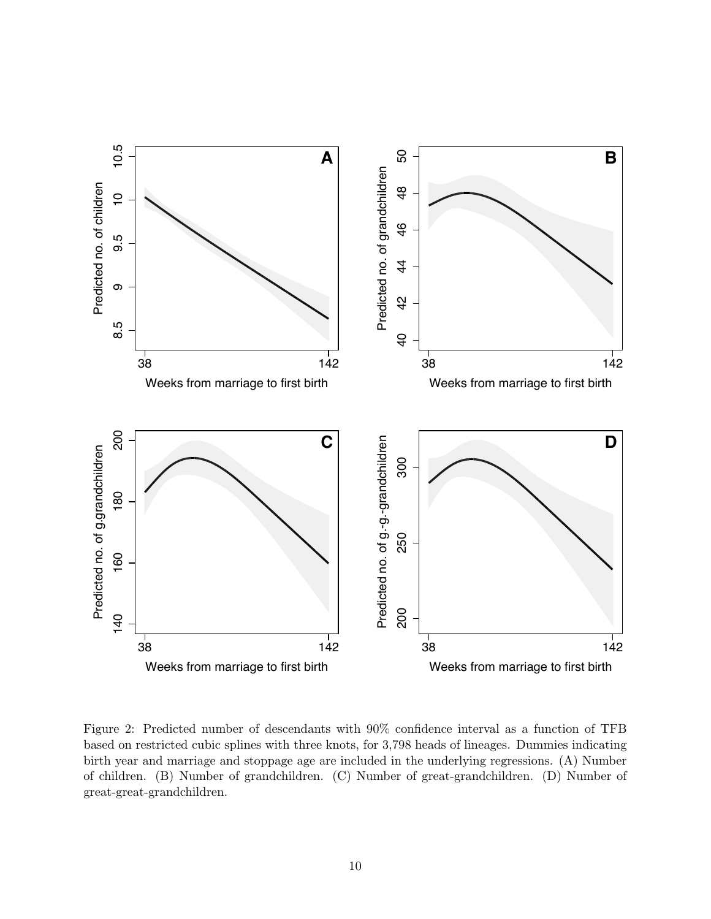Figure 2: Predicted number of descendants with 90% confidence interval as a function of TFB based on restricted cubic splines with three knots, for 3,798 heads of lineages. Dummies indicating birth year and marriage and stoppage age are included in the underlying regressions. (A) Number of children. (B) Number of grandchildren. (C) Number of great-grandchildren. (D) Number of great-great-grandchildren.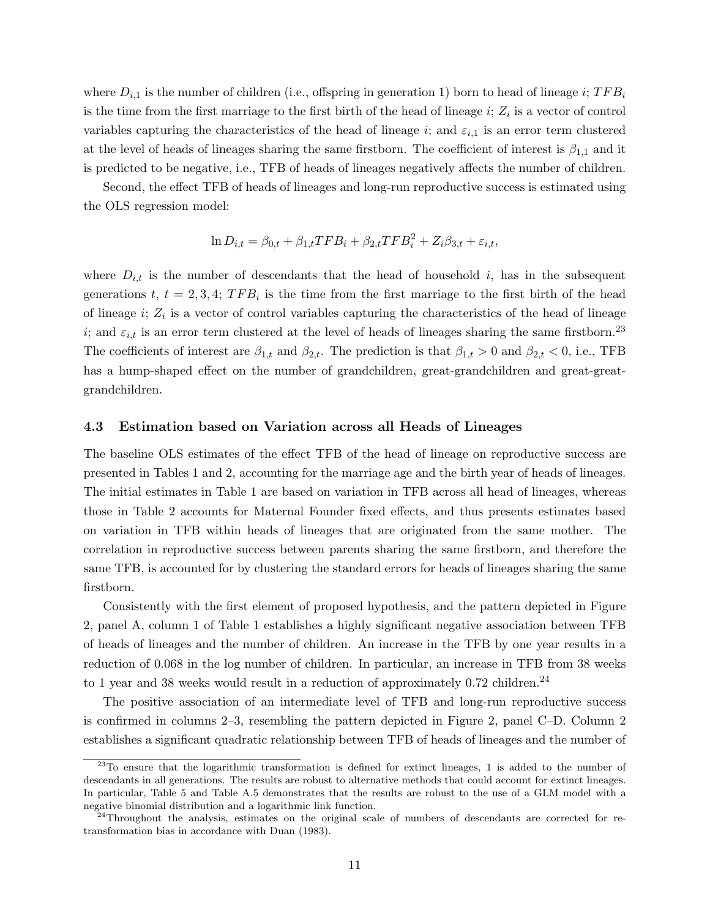where $D_{i,1}$ is the number of children (i.e., offspring in generation 1) born to head of lineage $i$; $TFB_i$ is the time from the first marriage to the first birth of the head of lineage $i$; $Z_i$ is a vector of control variables capturing the characteristics of the head of lineage $i$; and $\varepsilon_{i,1}$ is an error term clustered at the level of heads of lineages sharing the same firstborn. The coefficient of interest is $\beta_{1,1}$ and it is predicted to be negative, i.e., TFB of heads of lineages negatively affects the number of children.

Second, the effect TFB of heads of lineages and long-run reproductive success is estimated using the OLS regression model:

$$\ln D_{i,t} = \beta_{0,t} + \beta_{1,t} TFB_i + \beta_{2,t} TFB_i^2 + Z_i \beta_{3,t} + \varepsilon_{i,t},$$

where $D_{i,t}$ is the number of descendants that the head of household $i$, has in the subsequent generations $t$, $t = 2, 3, 4$; $TFB_i$ is the time from the first marriage to the first birth of the head of lineage $i$; $Z_i$ is a vector of control variables capturing the characteristics of the head of lineage $i$; and $\varepsilon_{i,t}$ is an error term clustered at the level of heads of lineages sharing the same firstborn.[23] The coefficients of interest are $\beta_{1,t}$ and $\beta_{2,t}$. The prediction is that $\beta_{1,t} > 0$ and $\beta_{2,t} < 0$, i.e., TFB has a hump-shaped effect on the number of grandchildren, great-grandchildren and great-great-grandchildren.

### 4.3 Estimation based on Variation across all Heads of Lineages

The baseline OLS estimates of the effect TFB of the head of lineage on reproductive success are presented in Tables 1 and 2, accounting for the marriage age and the birth year of heads of lineages. The initial estimates in Table 1 are based on variation in TFB across all head of lineages, whereas those in Table 2 accounts for Maternal Founder fixed effects, and thus presents estimates based on variation in TFB within heads of lineages that are originated from the same mother. The correlation in reproductive success between parents sharing the same firstborn, and therefore the same TFB, is accounted for by clustering the standard errors for heads of lineages sharing the same firstborn.

Consistently with the first element of proposed hypothesis, and the pattern depicted in Figure 2, panel A, column 1 of Table 1 establishes a highly significant negative association between TFB of heads of lineages and the number of children. An increase in the TFB by one year results in a reduction of 0.068 in the log number of children. In particular, an increase in TFB from 38 weeks to 1 year and 38 weeks would result in a reduction of approximately 0.72 children.[24]

The positive association of an intermediate level of TFB and long-run reproductive success is confirmed in columns 2–3, resembling the pattern depicted in Figure 2, panel C–D. Column 2 establishes a significant quadratic relationship between TFB of heads of lineages and the number of

[23] To ensure that the logarithmic transformation is defined for extinct lineages, 1 is added to the number of descendants in all generations. The results are robust to alternative methods that could account for extinct lineages. In particular, Table 5 and Table A.5 demonstrates that the results are robust to the use of a GLM model with a negative binomial distribution and a logarithmic link function.

[24] Throughout the analysis, estimates on the original scale of numbers of descendants are corrected for re-transformation bias in accordance with Duan (1983).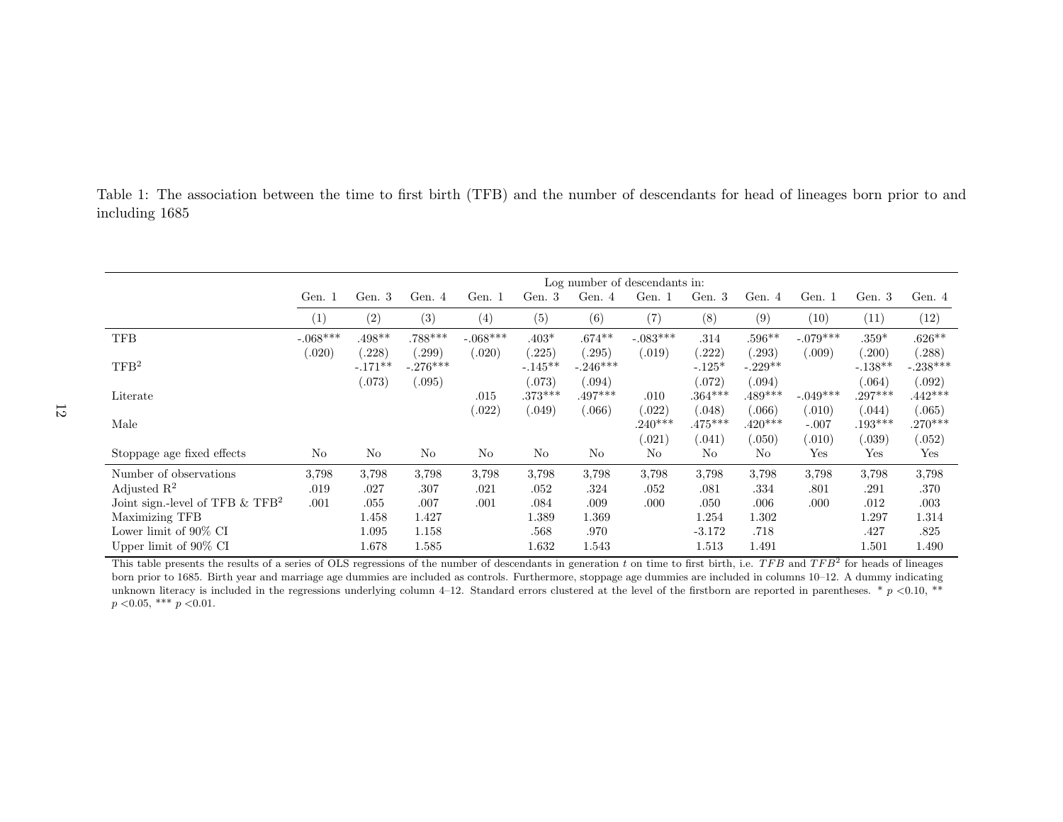Table 1: The association between the time to first birth (TFB) and the number of descendants for head of lineages born prior to and including 1685

| | Log number of descendants in: | | | | | | | | | | | |
|---|---|---|---|---|---|---|---|---|---|---|---|---|
| | Gen. 1 | Gen. 3 | Gen. 4 | Gen. 1 | Gen. 3 | Gen. 4 | Gen. 1 | Gen. 3 | Gen. 4 | Gen. 1 | Gen. 3 | Gen. 4 |
| | (1) | (2) | (3) | (4) | (5) | (6) | (7) | (8) | (9) | (10) | (11) | (12) |
| TFB | -.068*** | .498** | .788*** | -.068*** | .403* | .674** | -.083*** | .314 | .596** | -.079*** | .359* | .626** |
| | (.020) | (.228) | (.299) | (.020) | (.225) | (.295) | (.019) | (.222) | (.293) | (.009) | (.200) | (.288) |
| $TFB^2$ | | -.171** | -.276*** | | -.145** | -.246*** | | -.125* | -.229** | | -.138** | -.238*** |
| | | (.073) | (.095) | | (.073) | (.094) | | (.072) | (.094) | | (.064) | (.092) |
| Literate | | | | .015 | .373*** | .497*** | .010 | .364*** | .489*** | -.049*** | .297*** | .442*** |
| | | | | (.022) | (.049) | (.066) | (.022) | (.048) | (.066) | (.010) | (.044) | (.065) |
| Male | | | | | | | .240*** | .475*** | .420*** | -.007 | .193*** | .270*** |
| | | | | | | | (.021) | (.041) | (.050) | (.010) | (.039) | (.052) |
| Stoppage age fixed effects | No | No | No | No | No | No | No | No | No | Yes | Yes | Yes |
| Number of observations | 3,798 | 3,798 | 3,798 | 3,798 | 3,798 | 3,798 | 3,798 | 3,798 | 3,798 | 3,798 | 3,798 | 3,798 |
| Adjusted $R^2$ | .019 | .027 | .307 | .021 | .052 | .324 | .052 | .081 | .334 | .801 | .291 | .370 |
| Joint sign.-level of TFB & $TFB^2$ | .001 | .055 | .007 | .001 | .084 | .009 | .000 | .050 | .006 | .000 | .012 | .003 |
| Maximizing TFB | | 1.458 | 1.427 | | 1.389 | 1.369 | | 1.254 | 1.302 | | 1.297 | 1.314 |
| Lower limit of 90% CI | | 1.095 | 1.158 | | .568 | .970 | | -3.172 | .718 | | .427 | .825 |
| Upper limit of 90% CI | | 1.678 | 1.585 | | 1.632 | 1.543 | | 1.513 | 1.491 | | 1.501 | 1.490 |

This table presents the results of a series of OLS regressions of the number of descendants in generation $t$ on time to first birth, i.e. $TFB$ and $TFB^2$ for heads of lineages born prior to 1685. Birth year and marriage age dummies are included as controls. Furthermore, stoppage age dummies are included in columns 10–12. A dummy indicating unknown literacy is included in the regressions underlying column 4–12. Standard errors clustered at the level of the firstborn are reported in parentheses. * $p<0.10$, ** $p<0.05$, *** $p<0.01$.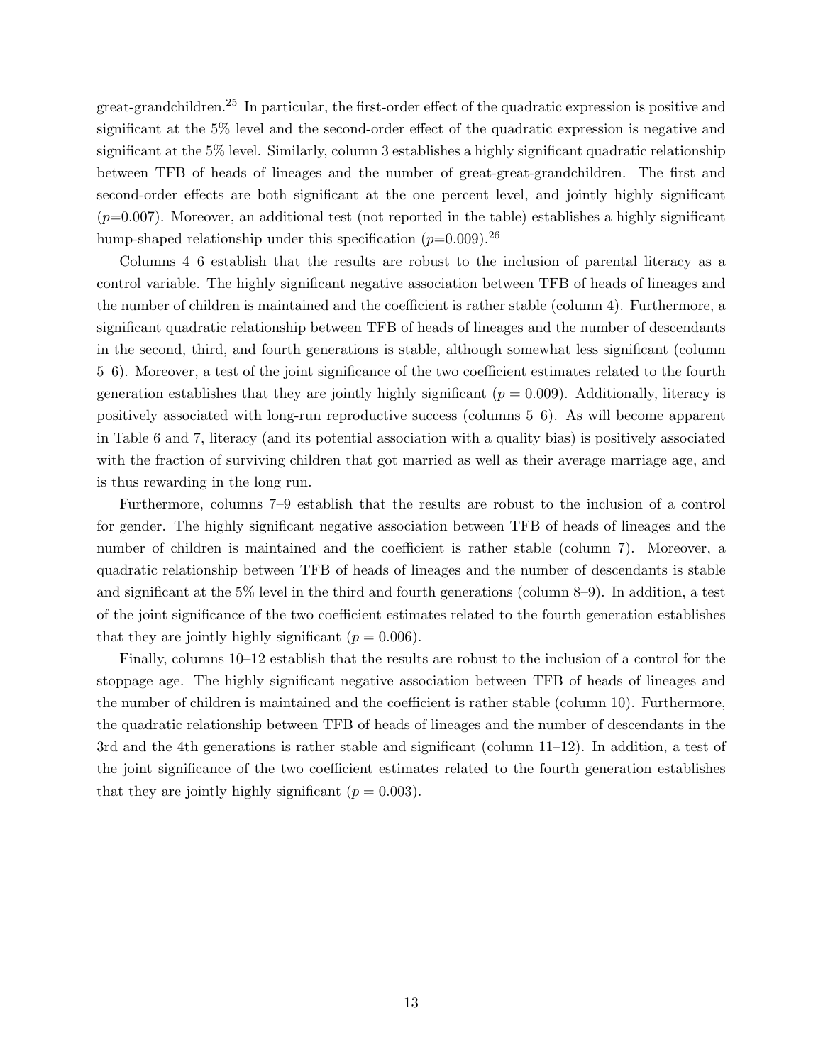great-grandchildren.[25] In particular, the first-order effect of the quadratic expression is positive and significant at the 5% level and the second-order effect of the quadratic expression is negative and significant at the 5% level. Similarly, column 3 establishes a highly significant quadratic relationship between TFB of heads of lineages and the number of great-great-grandchildren. The first and second-order effects are both significant at the one percent level, and jointly highly significant ($p$=0.007). Moreover, an additional test (not reported in the table) establishes a highly significant hump-shaped relationship under this specification ($p$=0.009).[26]

Columns 4–6 establish that the results are robust to the inclusion of parental literacy as a control variable. The highly significant negative association between TFB of heads of lineages and the number of children is maintained and the coefficient is rather stable (column 4). Furthermore, a significant quadratic relationship between TFB of heads of lineages and the number of descendants in the second, third, and fourth generations is stable, although somewhat less significant (column 5–6). Moreover, a test of the joint significance of the two coefficient estimates related to the fourth generation establishes that they are jointly highly significant ($p = 0.009$). Additionally, literacy is positively associated with long-run reproductive success (columns 5–6). As will become apparent in Table 6 and 7, literacy (and its potential association with a quality bias) is positively associated with the fraction of surviving children that got married as well as their average marriage age, and is thus rewarding in the long run.

Furthermore, columns 7–9 establish that the results are robust to the inclusion of a control for gender. The highly significant negative association between TFB of heads of lineages and the number of children is maintained and the coefficient is rather stable (column 7). Moreover, a quadratic relationship between TFB of heads of lineages and the number of descendants is stable and significant at the 5% level in the third and fourth generations (column 8–9). In addition, a test of the joint significance of the two coefficient estimates related to the fourth generation establishes that they are jointly highly significant ($p = 0.006$).

Finally, columns 10–12 establish that the results are robust to the inclusion of a control for the stoppage age. The highly significant negative association between TFB of heads of lineages and the number of children is maintained and the coefficient is rather stable (column 10). Furthermore, the quadratic relationship between TFB of heads of lineages and the number of descendants in the 3rd and the 4th generations is rather stable and significant (column 11–12). In addition, a test of the joint significance of the two coefficient estimates related to the fourth generation establishes that they are jointly highly significant ($p = 0.003$).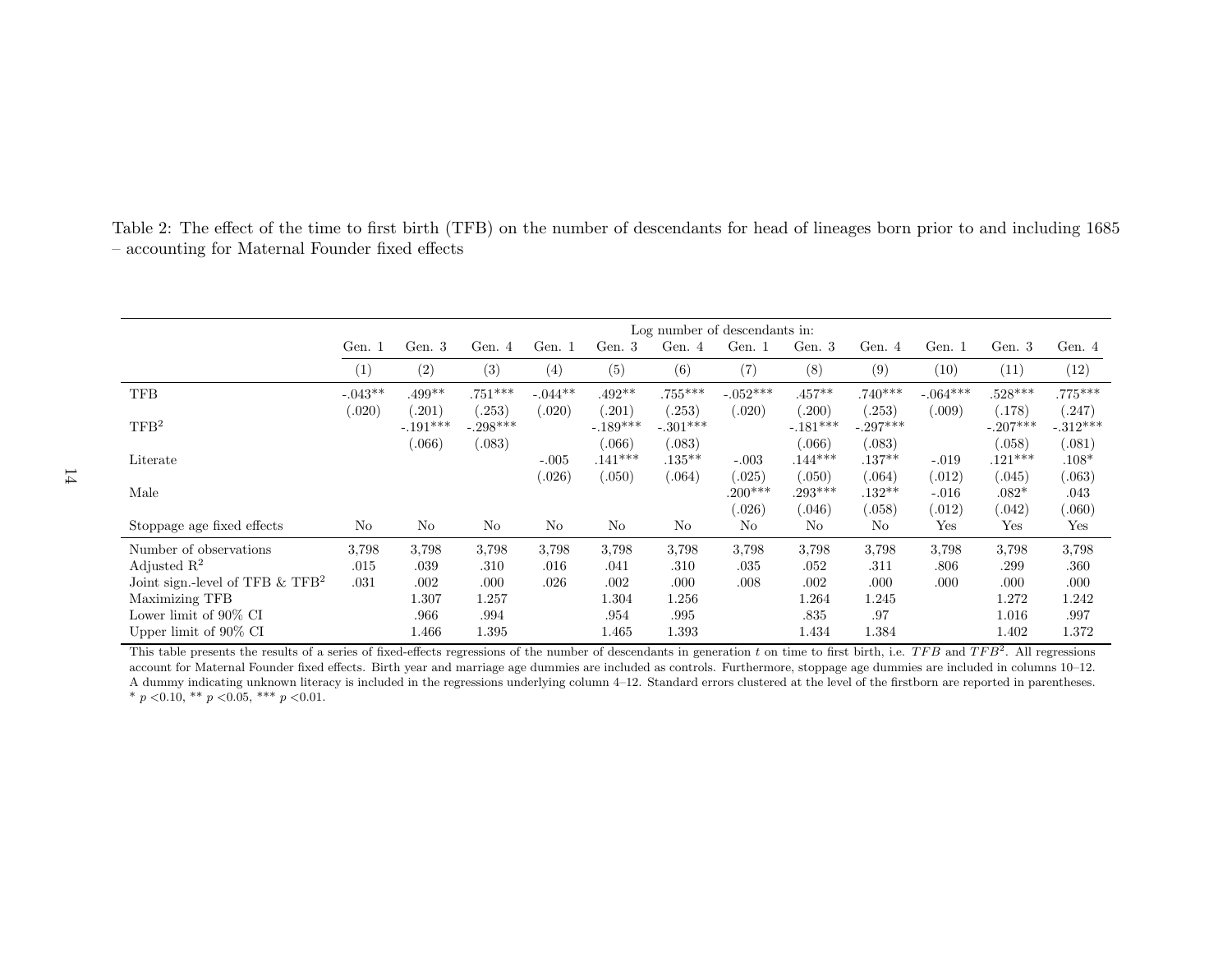Table 2: The effect of the time to first birth (TFB) on the number of descendants for head of lineages born prior to and including 1685 – accounting for Maternal Founder fixed effects

| | Log number of descendants in: | | | | | | | | | | | |
|---|---|---|---|---|---|---|---|---|---|---|---|---|
| | Gen. 1 | Gen. 3 | Gen. 4 | Gen. 1 | Gen. 3 | Gen. 4 | Gen. 1 | Gen. 3 | Gen. 4 | Gen. 1 | Gen. 3 | Gen. 4 |
| | (1) | (2) | (3) | (4) | (5) | (6) | (7) | (8) | (9) | (10) | (11) | (12) |
| TFB | -.043** | .499** | .751*** | -.044** | .492** | .755*** | -.052*** | .457** | .740*** | -.064*** | .528*** | .775*** |
| | (.020) | (.201) | (.253) | (.020) | (.201) | (.253) | (.020) | (.200) | (.253) | (.009) | (.178) | (.247) |
| $TFB^2$ | | -.191*** | -.298*** | | -.189*** | -.301*** | | -.181*** | -.297*** | | -.207*** | -.312*** |
| | | (.066) | (.083) | | (.066) | (.083) | | (.066) | (.083) | | (.058) | (.081) |
| Literate | | | | -.005 | .141*** | .135** | -.003 | .144*** | .137** | -.019 | .121*** | .108* |
| | | | | (.026) | (.050) | (.064) | (.025) | (.050) | (.064) | (.012) | (.045) | (.063) |
| Male | | | | | | | .200*** | .293*** | .132** | -.016 | .082* | .043 |
| | | | | | | | (.026) | (.046) | (.058) | (.012) | (.042) | (.060) |
| Stoppage age fixed effects | No | No | No | No | No | No | No | No | No | Yes | Yes | Yes |
| Number of observations | 3,798 | 3,798 | 3,798 | 3,798 | 3,798 | 3,798 | 3,798 | 3,798 | 3,798 | 3,798 | 3,798 | 3,798 |
| Adjusted $R^2$ | .015 | .039 | .310 | .016 | .041 | .310 | .035 | .052 | .311 | .806 | .299 | .360 |
| Joint sign.-level of TFB & $TFB^2$ | .031 | .002 | .000 | .026 | .002 | .000 | .008 | .002 | .000 | .000 | .000 | .000 |
| Maximizing TFB | | 1.307 | 1.257 | | 1.304 | 1.256 | | 1.264 | 1.245 | | 1.272 | 1.242 |
| Lower limit of 90% CI | | .966 | .994 | | .954 | .995 | | .835 | .97 | | 1.016 | .997 |
| Upper limit of 90% CI | | 1.466 | 1.395 | | 1.465 | 1.393 | | 1.434 | 1.384 | | 1.402 | 1.372 |

This table presents the results of a series of fixed-effects regressions of the number of descendants in generation $t$ on time to first birth, i.e. $TFB$ and $TFB^2$. All regressions account for Maternal Founder fixed effects. Birth year and marriage age dummies are included as controls. Furthermore, stoppage age dummies are included in columns 10–12. A dummy indicating unknown literacy is included in the regressions underlying column 4–12. Standard errors clustered at the level of the firstborn are reported in parentheses. * $p$ <0.10, ** $p$ <0.05, *** $p$ <0.01.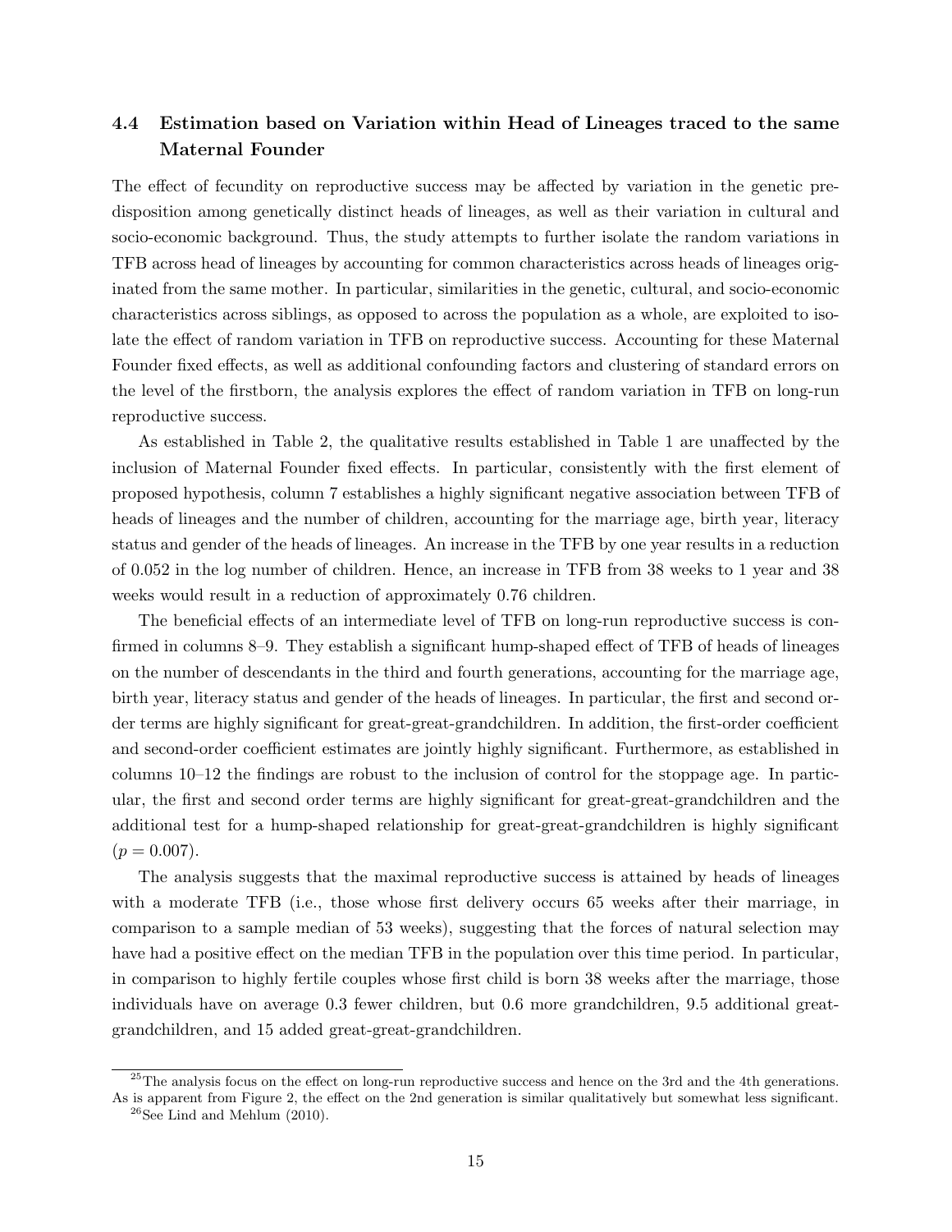### 4.4 Estimation based on Variation within Head of Lineages traced to the same Maternal Founder

The effect of fecundity on reproductive success may be affected by variation in the genetic predisposition among genetically distinct heads of lineages, as well as their variation in cultural and socio-economic background. Thus, the study attempts to further isolate the random variations in TFB across head of lineages by accounting for common characteristics across heads of lineages originated from the same mother. In particular, similarities in the genetic, cultural, and socio-economic characteristics across siblings, as opposed to across the population as a whole, are exploited to isolate the effect of random variation in TFB on reproductive success. Accounting for these Maternal Founder fixed effects, as well as additional confounding factors and clustering of standard errors on the level of the firstborn, the analysis explores the effect of random variation in TFB on long-run reproductive success.

As established in Table 2, the qualitative results established in Table 1 are unaffected by the inclusion of Maternal Founder fixed effects. In particular, consistently with the first element of proposed hypothesis, column 7 establishes a highly significant negative association between TFB of heads of lineages and the number of children, accounting for the marriage age, birth year, literacy status and gender of the heads of lineages. An increase in the TFB by one year results in a reduction of 0.052 in the log number of children. Hence, an increase in TFB from 38 weeks to 1 year and 38 weeks would result in a reduction of approximately 0.76 children.

The beneficial effects of an intermediate level of TFB on long-run reproductive success is confirmed in columns 8–9. They establish a significant hump-shaped effect of TFB of heads of lineages on the number of descendants in the third and fourth generations, accounting for the marriage age, birth year, literacy status and gender of the heads of lineages. In particular, the first and second order terms are highly significant for great-great-grandchildren. In addition, the first-order coefficient and second-order coefficient estimates are jointly highly significant. Furthermore, as established in columns 10–12 the findings are robust to the inclusion of control for the stoppage age. In particular, the first and second order terms are highly significant for great-great-grandchildren and the additional test for a hump-shaped relationship for great-great-grandchildren is highly significant ($p = 0.007$).

The analysis suggests that the maximal reproductive success is attained by heads of lineages with a moderate TFB (i.e., those whose first delivery occurs 65 weeks after their marriage, in comparison to a sample median of 53 weeks), suggesting that the forces of natural selection may have had a positive effect on the median TFB in the population over this time period. In particular, in comparison to highly fertile couples whose first child is born 38 weeks after the marriage, those individuals have on average 0.3 fewer children, but 0.6 more grandchildren, 9.5 additional great-grandchildren, and 15 added great-great-grandchildren.

---

[25]The analysis focus on the effect on long-run reproductive success and hence on the 3rd and the 4th generations. As is apparent from Figure 2, the effect on the 2nd generation is similar qualitatively but somewhat less significant.

[26]See Lind and Mehlum (2010).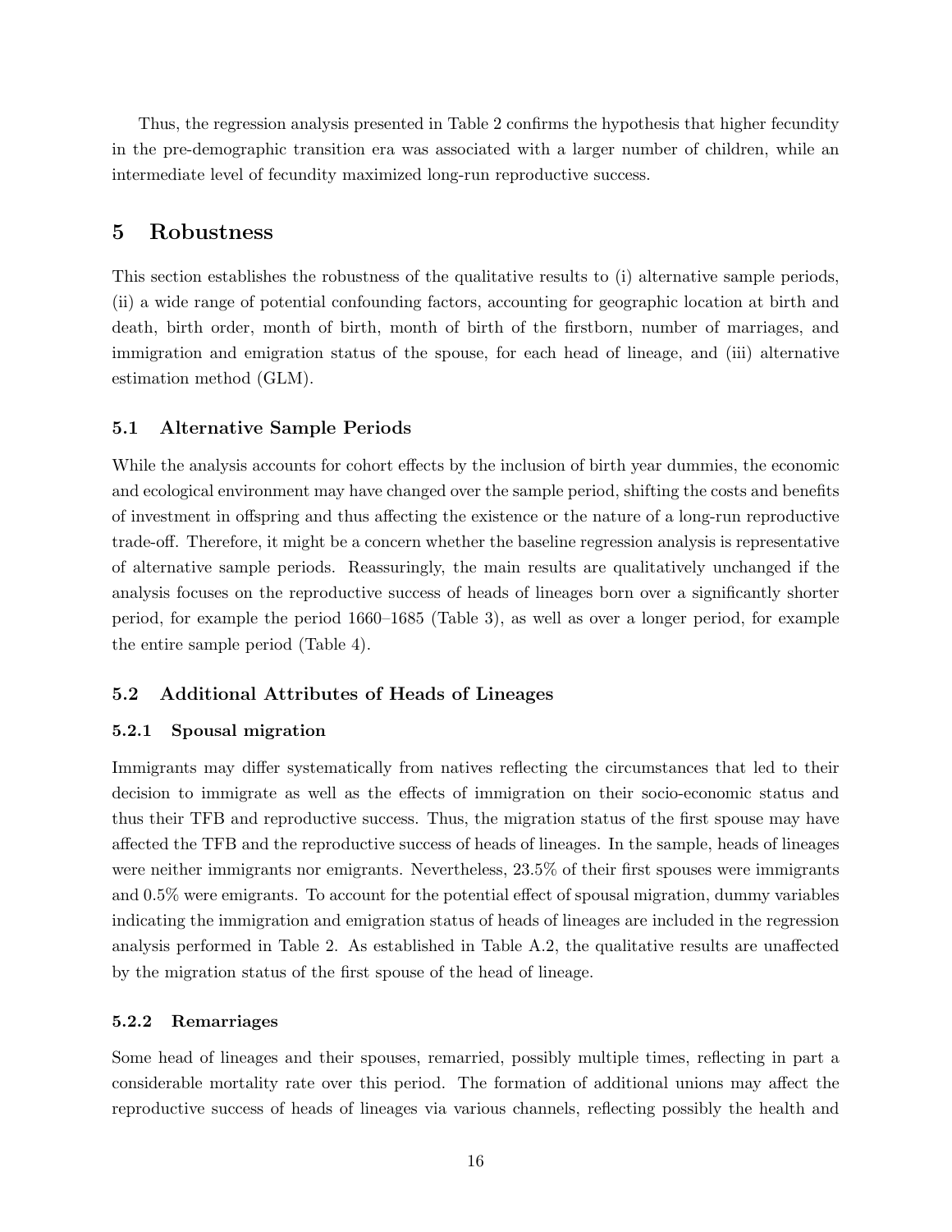Thus, the regression analysis presented in Table 2 confirms the hypothesis that higher fecundity in the pre-demographic transition era was associated with a larger number of children, while an intermediate level of fecundity maximized long-run reproductive success.

# 5 Robustness

This section establishes the robustness of the qualitative results to (i) alternative sample periods, (ii) a wide range of potential confounding factors, accounting for geographic location at birth and death, birth order, month of birth, month of birth of the firstborn, number of marriages, and immigration and emigration status of the spouse, for each head of lineage, and (iii) alternative estimation method (GLM).

## 5.1 Alternative Sample Periods

While the analysis accounts for cohort effects by the inclusion of birth year dummies, the economic and ecological environment may have changed over the sample period, shifting the costs and benefits of investment in offspring and thus affecting the existence or the nature of a long-run reproductive trade-off. Therefore, it might be a concern whether the baseline regression analysis is representative of alternative sample periods. Reassuringly, the main results are qualitatively unchanged if the analysis focuses on the reproductive success of heads of lineages born over a significantly shorter period, for example the period 1660–1685 (Table 3), as well as over a longer period, for example the entire sample period (Table 4).

## 5.2 Additional Attributes of Heads of Lineages

### 5.2.1 Spousal migration

Immigrants may differ systematically from natives reflecting the circumstances that led to their decision to immigrate as well as the effects of immigration on their socio-economic status and thus their TFB and reproductive success. Thus, the migration status of the first spouse may have affected the TFB and the reproductive success of heads of lineages. In the sample, heads of lineages were neither immigrants nor emigrants. Nevertheless, 23.5% of their first spouses were immigrants and 0.5% were emigrants. To account for the potential effect of spousal migration, dummy variables indicating the immigration and emigration status of heads of lineages are included in the regression analysis performed in Table 2. As established in Table A.2, the qualitative results are unaffected by the migration status of the first spouse of the head of lineage.

### 5.2.2 Remarriages

Some head of lineages and their spouses, remarried, possibly multiple times, reflecting in part a considerable mortality rate over this period. The formation of additional unions may affect the reproductive success of heads of lineages via various channels, reflecting possibly the health and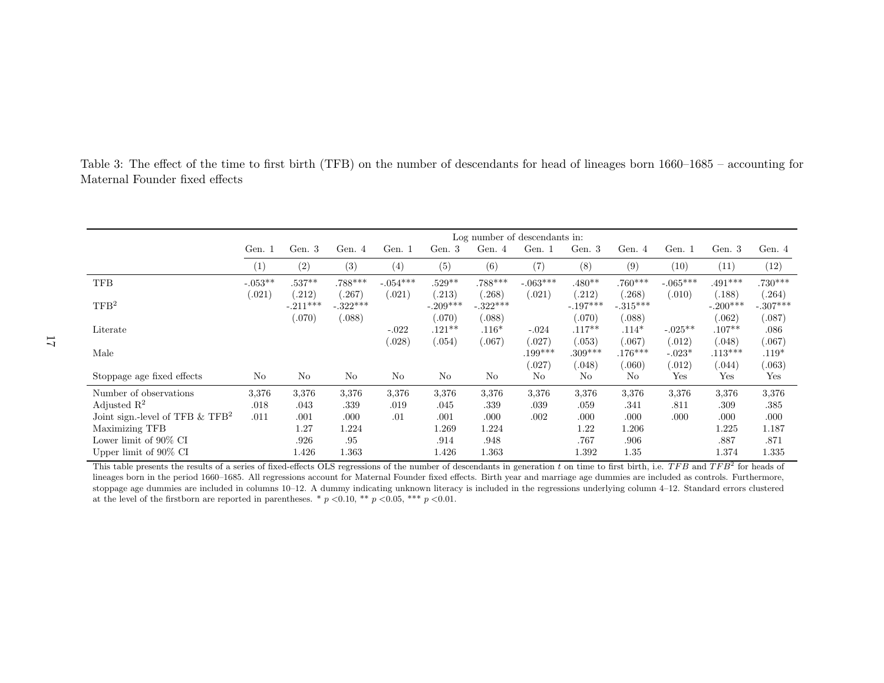Table 3: The effect of the time to first birth (TFB) on the number of descendants for head of lineages born 1660–1685 – accounting for Maternal Founder fixed effects

| | Log number of descendants in: | | | | | | | | | | | |
|---|---|---|---|---|---|---|---|---|---|---|---|---|
| | Gen. 1 | Gen. 3 | Gen. 4 | Gen. 1 | Gen. 3 | Gen. 4 | Gen. 1 | Gen. 3 | Gen. 4 | Gen. 1 | Gen. 3 | Gen. 4 |
| | (1) | (2) | (3) | (4) | (5) | (6) | (7) | (8) | (9) | (10) | (11) | (12) |
| TFB | -.053** | .537** | .788*** | -.054*** | .529** | .788*** | -.063*** | .480** | .760*** | -.065*** | .491*** | .730*** |
| | (.021) | (.212) | (.267) | (.021) | (.213) | (.268) | (.021) | (.212) | (.268) | (.010) | (.188) | (.264) |
| $TFB^2$ | | -.211*** | -.322*** | | -.209*** | -.322*** | | -.197*** | -.315*** | | -.200*** | -.307*** |
| | | (.070) | (.088) | | (.070) | (.088) | | (.070) | (.088) | | (.062) | (.087) |
| Literate | | | | -.022 | .121** | .116* | -.024 | .117** | .114* | -.025** | .107** | .086 |
| | | | | (.028) | (.054) | (.067) | (.027) | (.053) | (.067) | (.012) | (.048) | (.067) |
| Male | | | | | | | .199*** | .309*** | .176*** | -.023* | .113*** | .119* |
| | | | | | | | (.027) | (.048) | (.060) | (.012) | (.044) | (.063) |
| Stoppage age fixed effects | No | No | No | No | No | No | No | No | No | Yes | Yes | Yes |
| Number of observations | 3,376 | 3,376 | 3,376 | 3,376 | 3,376 | 3,376 | 3,376 | 3,376 | 3,376 | 3,376 | 3,376 | 3,376 |
| Adjusted $R^2$ | .018 | .043 | .339 | .019 | .045 | .339 | .039 | .059 | .341 | .811 | .309 | .385 |
| Joint sign.-level of TFB & $TFB^2$ | .011 | .001 | .000 | .01 | .001 | .000 | .002 | .000 | .000 | .000 | .000 | .000 |
| Maximizing TFB | | 1.27 | 1.224 | | 1.269 | 1.224 | | 1.22 | 1.206 | | 1.225 | 1.187 |
| Lower limit of 90% CI | | .926 | .95 | | .914 | .948 | | .767 | .906 | | .887 | .871 |
| Upper limit of 90% CI | | 1.426 | 1.363 | | 1.426 | 1.363 | | 1.392 | 1.35 | | 1.374 | 1.335 |

This table presents the results of a series of fixed-effects OLS regressions of the number of descendants in generation $t$ on time to first birth, i.e. $TFB$ and $TFB^2$ for heads of lineages born in the period 1660–1685. All regressions account for Maternal Founder fixed effects. Birth year and marriage age dummies are included as controls. Furthermore, stoppage age dummies are included in columns 10–12. A dummy indicating unknown literacy is included in the regressions underlying column 4–12. Standard errors clustered at the level of the firstborn are reported in parentheses. * $p$ <0.10, ** $p$ <0.05, *** $p$ <0.01.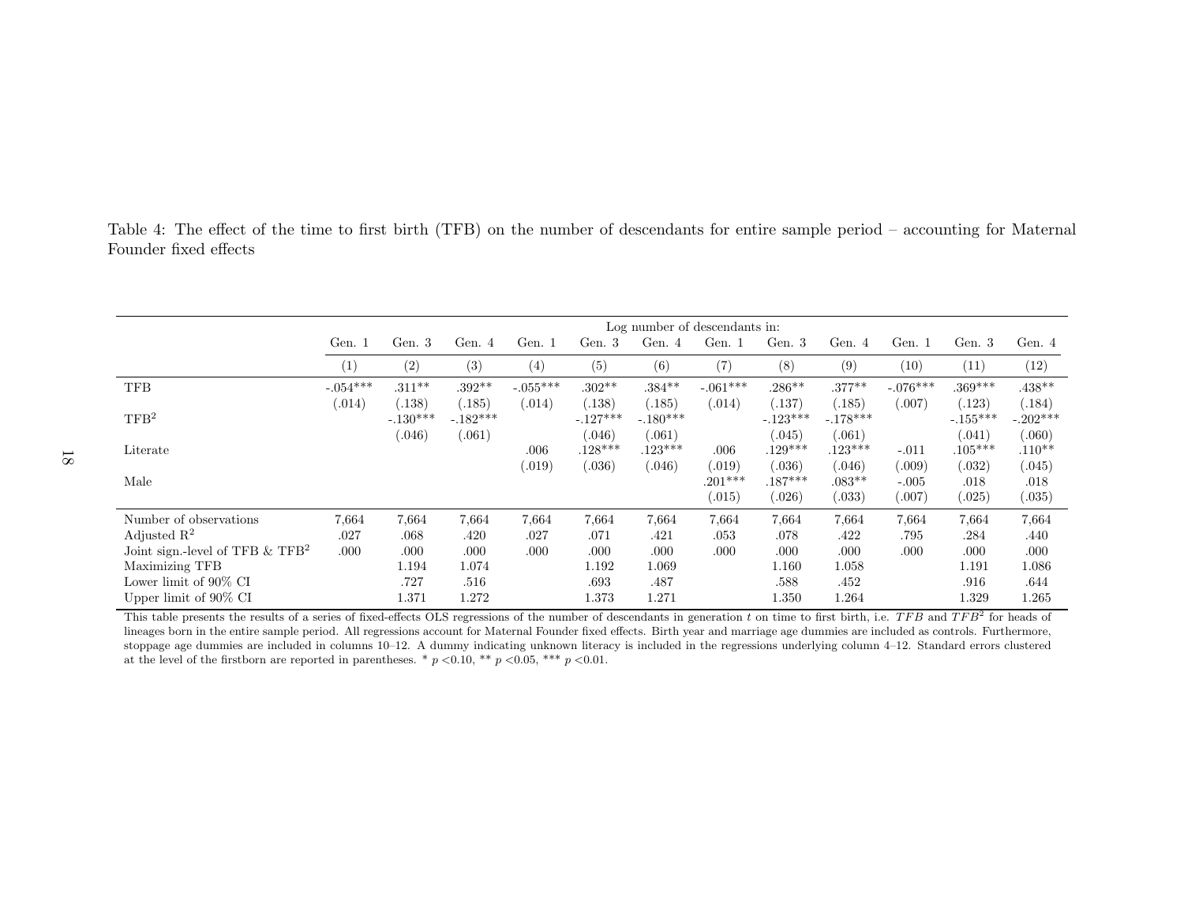Table 4: The effect of the time to first birth (TFB) on the number of descendants for entire sample period – accounting for Maternal Founder fixed effects

| | Log number of descendants in: | | | | | | | | | | | |
|---|---|---|---|---|---|---|---|---|---|---|---|---|
| | Gen. 1 | Gen. 3 | Gen. 4 | Gen. 1 | Gen. 3 | Gen. 4 | Gen. 1 | Gen. 3 | Gen. 4 | Gen. 1 | Gen. 3 | Gen. 4 |
| | (1) | (2) | (3) | (4) | (5) | (6) | (7) | (8) | (9) | (10) | (11) | (12) |
| TFB | -.054*** | .311** | .392** | -.055*** | .302** | .384** | -.061*** | .286** | .377** | -.076*** | .369*** | .438** |
| | (.014) | (.138) | (.185) | (.014) | (.138) | (.185) | (.014) | (.137) | (.185) | (.007) | (.123) | (.184) |
| $TFB^2$ | | -.130*** | -.182*** | | -.127*** | -.180*** | | -.123*** | -.178*** | | -.155*** | -.202*** |
| | | (.046) | (.061) | | (.046) | (.061) | | (.045) | (.061) | | (.041) | (.060) |
| Literate | | | | .006 | .128*** | .123*** | .006 | .129*** | .123*** | -.011 | .105*** | .110** |
| | | | | (.019) | (.036) | (.046) | (.019) | (.036) | (.046) | (.009) | (.032) | (.045) |
| Male | | | | | | | .201*** | .187*** | .083** | -.005 | .018 | .018 |
| | | | | | | | (.015) | (.026) | (.033) | (.007) | (.025) | (.035) |
| Number of observations | 7,664 | 7,664 | 7,664 | 7,664 | 7,664 | 7,664 | 7,664 | 7,664 | 7,664 | 7,664 | 7,664 | 7,664 |
| Adjusted $R^2$ | .027 | .068 | .420 | .027 | .071 | .421 | .053 | .078 | .422 | .795 | .284 | .440 |
| Joint sign.-level of TFB & $TFB^2$ | .000 | .000 | .000 | .000 | .000 | .000 | .000 | .000 | .000 | .000 | .000 | .000 |
| Maximizing TFB | | 1.194 | 1.074 | | 1.192 | 1.069 | | 1.160 | 1.058 | | 1.191 | 1.086 |
| Lower limit of 90% CI | | .727 | .516 | | .693 | .487 | | .588 | .452 | | .916 | .644 |
| Upper limit of 90% CI | | 1.371 | 1.272 | | 1.373 | 1.271 | | 1.350 | 1.264 | | 1.329 | 1.265 |

This table presents the results of a series of fixed-effects OLS regressions of the number of descendants in generation $t$ on time to first birth, i.e. $TFB$ and $TFB^2$ for heads of lineages born in the entire sample period. All regressions account for Maternal Founder fixed effects. Birth year and marriage age dummies are included as controls. Furthermore, stoppage age dummies are included in columns 10–12. A dummy indicating unknown literacy is included in the regressions underlying column 4–12. Standard errors clustered at the level of the firstborn are reported in parentheses. * $p < 0.10$, ** $p < 0.05$, *** $p < 0.01$.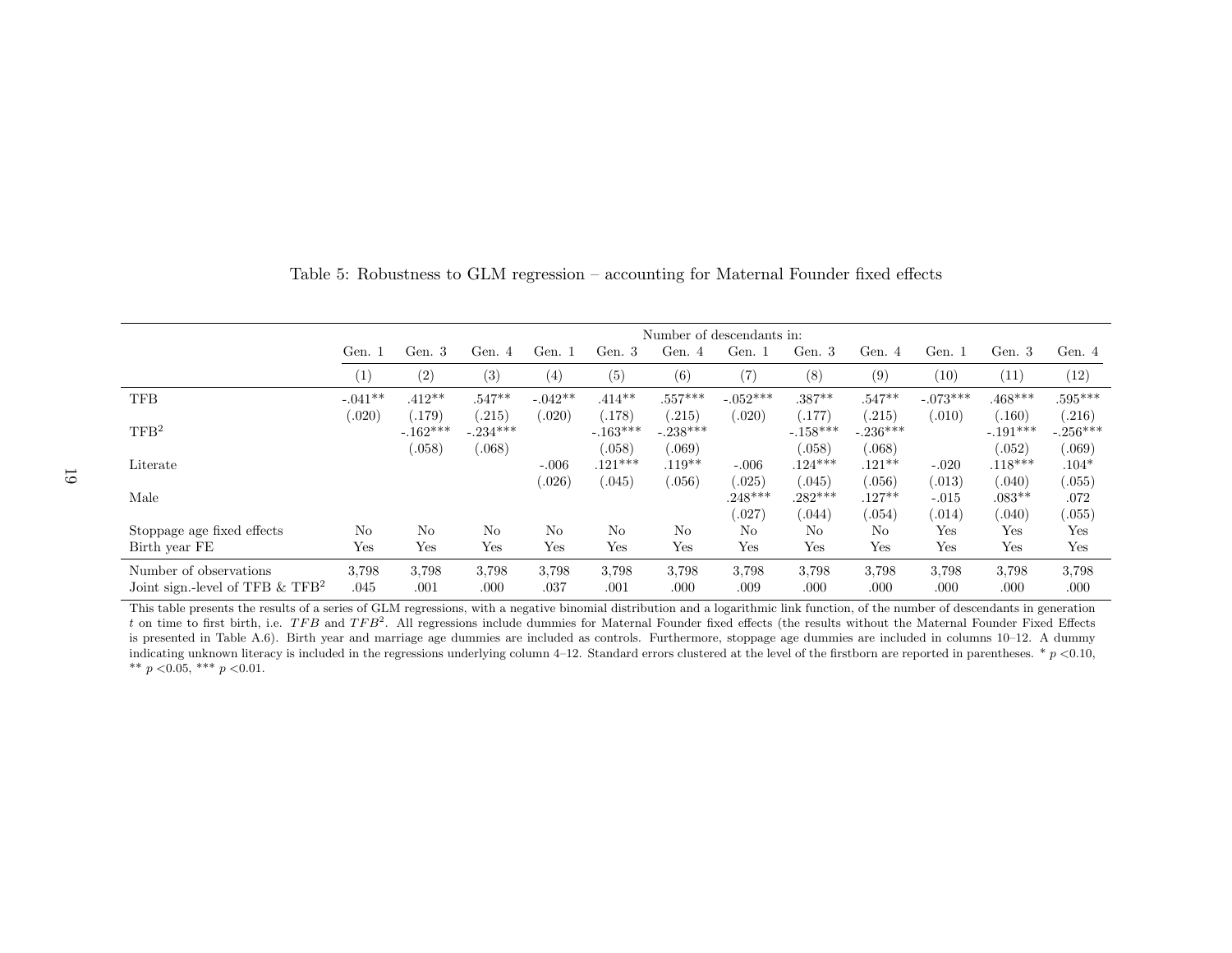Table 5: Robustness to GLM regression – accounting for Maternal Founder fixed effects

| | Number of descendants in: | | | | | | | | | | | |
|---|---|---|---|---|---|---|---|---|---|---|---|---|
| | Gen. 1 | Gen. 3 | Gen. 4 | Gen. 1 | Gen. 3 | Gen. 4 | Gen. 1 | Gen. 3 | Gen. 4 | Gen. 1 | Gen. 3 | Gen. 4 |
| | (1) | (2) | (3) | (4) | (5) | (6) | (7) | (8) | (9) | (10) | (11) | (12) |
| TFB | -.041** | .412** | .547** | -.042** | .414** | .557*** | -.052*** | .387** | .547** | -.073*** | .468*** | .595*** |
| | (.020) | (.179) | (.215) | (.020) | (.178) | (.215) | (.020) | (.177) | (.215) | (.010) | (.160) | (.216) |
| $\text{TFB}^2$ | | -.162*** | -.234*** | | -.163*** | -.238*** | | -.158*** | -.236*** | | -.191*** | -.256*** |
| | | (.058) | (.068) | | (.058) | (.069) | | (.058) | (.068) | | (.052) | (.069) |
| Literate | | | | -.006 | .121*** | .119** | -.006 | .124*** | .121** | -.020 | .118*** | .104* |
| | | | | (.026) | (.045) | (.056) | (.025) | (.045) | (.056) | (.013) | (.040) | (.055) |
| Male | | | | | | | .248*** | .282*** | .127** | -.015 | .083** | .072 |
| | | | | | | | (.027) | (.044) | (.054) | (.014) | (.040) | (.055) |
| Stoppage age fixed effects | No | No | No | No | No | No | No | No | No | Yes | Yes | Yes |
| Birth year FE | Yes | Yes | Yes | Yes | Yes | Yes | Yes | Yes | Yes | Yes | Yes | Yes |
| Number of observations | 3,798 | 3,798 | 3,798 | 3,798 | 3,798 | 3,798 | 3,798 | 3,798 | 3,798 | 3,798 | 3,798 | 3,798 |
| Joint sign.-level of TFB & $\text{TFB}^2$ | .045 | .001 | .000 | .037 | .001 | .000 | .009 | .000 | .000 | .000 | .000 | .000 |

This table presents the results of a series of GLM regressions, with a negative binomial distribution and a logarithmic link function, of the number of descendants in generation $t$ on time to first birth, i.e. $TFB$ and $TFB^2$. All regressions include dummies for Maternal Founder fixed effects (the results without the Maternal Founder Fixed Effects is presented in Table A.6). Birth year and marriage age dummies are included as controls. Furthermore, stoppage age dummies are included in columns 10–12. A dummy indicating unknown literacy is included in the regressions underlying column 4–12. Standard errors clustered at the level of the firstborn are reported in parentheses. * $p$ <0.10, ** $p$ <0.05, *** $p$ <0.01.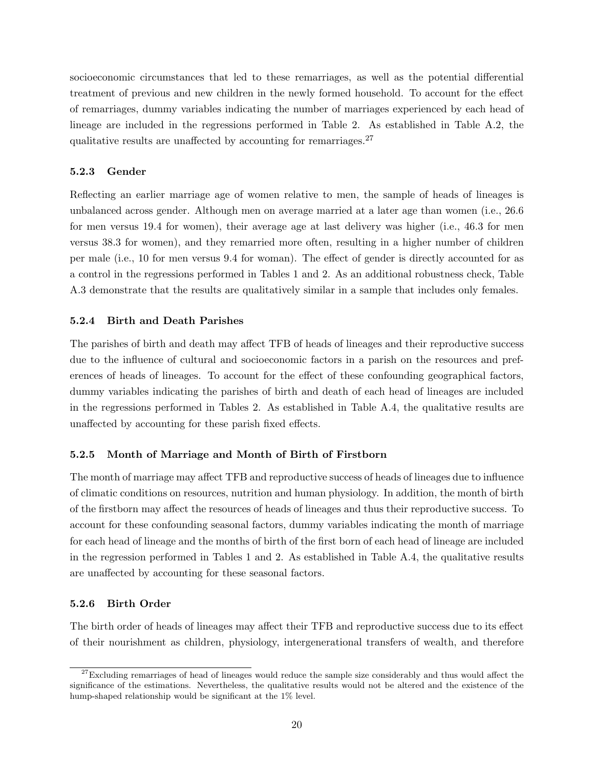socioeconomic circumstances that led to these remarriages, as well as the potential differential treatment of previous and new children in the newly formed household. To account for the effect of remarriages, dummy variables indicating the number of marriages experienced by each head of lineage are included in the regressions performed in Table 2. As established in Table A.2, the qualitative results are unaffected by accounting for remarriages.[27]

#### 5.2.3 Gender

Reflecting an earlier marriage age of women relative to men, the sample of heads of lineages is unbalanced across gender. Although men on average married at a later age than women (i.e., 26.6 for men versus 19.4 for women), their average age at last delivery was higher (i.e., 46.3 for men versus 38.3 for women), and they remarried more often, resulting in a higher number of children per male (i.e., 10 for men versus 9.4 for woman). The effect of gender is directly accounted for as a control in the regressions performed in Tables 1 and 2. As an additional robustness check, Table A.3 demonstrate that the results are qualitatively similar in a sample that includes only females.

#### 5.2.4 Birth and Death Parishes

The parishes of birth and death may affect TFB of heads of lineages and their reproductive success due to the influence of cultural and socioeconomic factors in a parish on the resources and preferences of heads of lineages. To account for the effect of these confounding geographical factors, dummy variables indicating the parishes of birth and death of each head of lineages are included in the regressions performed in Tables 2. As established in Table A.4, the qualitative results are unaffected by accounting for these parish fixed effects.

#### 5.2.5 Month of Marriage and Month of Birth of Firstborn

The month of marriage may affect TFB and reproductive success of heads of lineages due to influence of climatic conditions on resources, nutrition and human physiology. In addition, the month of birth of the firstborn may affect the resources of heads of lineages and thus their reproductive success. To account for these confounding seasonal factors, dummy variables indicating the month of marriage for each head of lineage and the months of birth of the first born of each head of lineage are included in the regression performed in Tables 1 and 2. As established in Table A.4, the qualitative results are unaffected by accounting for these seasonal factors.

#### 5.2.6 Birth Order

The birth order of heads of lineages may affect their TFB and reproductive success due to its effect of their nourishment as children, physiology, intergenerational transfers of wealth, and therefore

[27] Excluding remarriages of head of lineages would reduce the sample size considerably and thus would affect the significance of the estimations. Nevertheless, the qualitative results would not be altered and the existence of the hump-shaped relationship would be significant at the 1% level.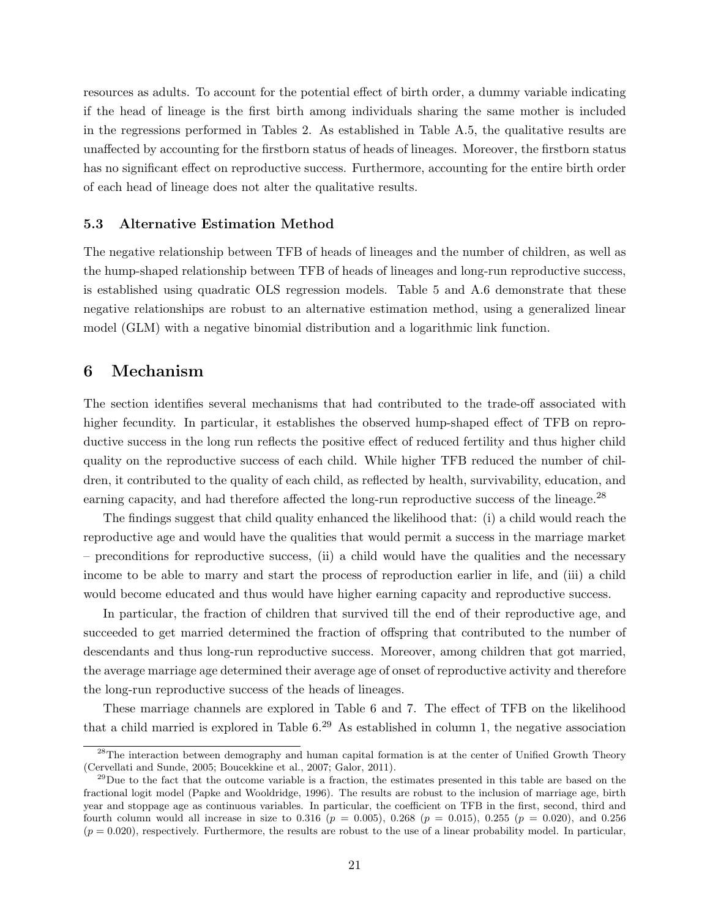resources as adults. To account for the potential effect of birth order, a dummy variable indicating if the head of lineage is the first birth among individuals sharing the same mother is included in the regressions performed in Tables 2. As established in Table A.5, the qualitative results are unaffected by accounting for the firstborn status of heads of lineages. Moreover, the firstborn status has no significant effect on reproductive success. Furthermore, accounting for the entire birth order of each head of lineage does not alter the qualitative results.

### 5.3 Alternative Estimation Method

The negative relationship between TFB of heads of lineages and the number of children, as well as the hump-shaped relationship between TFB of heads of lineages and long-run reproductive success, is established using quadratic OLS regression models. Table 5 and A.6 demonstrate that these negative relationships are robust to an alternative estimation method, using a generalized linear model (GLM) with a negative binomial distribution and a logarithmic link function.

## 6 Mechanism

The section identifies several mechanisms that had contributed to the trade-off associated with higher fecundity. In particular, it establishes the observed hump-shaped effect of TFB on reproductive success in the long run reflects the positive effect of reduced fertility and thus higher child quality on the reproductive success of each child. While higher TFB reduced the number of children, it contributed to the quality of each child, as reflected by health, survivability, education, and earning capacity, and had therefore affected the long-run reproductive success of the lineage.[28]

The findings suggest that child quality enhanced the likelihood that: (i) a child would reach the reproductive age and would have the qualities that would permit a success in the marriage market – preconditions for reproductive success, (ii) a child would have the qualities and the necessary income to be able to marry and start the process of reproduction earlier in life, and (iii) a child would become educated and thus would have higher earning capacity and reproductive success.

In particular, the fraction of children that survived till the end of their reproductive age, and succeeded to get married determined the fraction of offspring that contributed to the number of descendants and thus long-run reproductive success. Moreover, among children that got married, the average marriage age determined their average age of onset of reproductive activity and therefore the long-run reproductive success of the heads of lineages.

These marriage channels are explored in Table 6 and 7. The effect of TFB on the likelihood that a child married is explored in Table 6.[29] As established in column 1, the negative association

---

[28] The interaction between demography and human capital formation is at the center of Unified Growth Theory (Cervellati and Sunde, 2005; Boucekkine et al., 2007; Galor, 2011).

[29] Due to the fact that the outcome variable is a fraction, the estimates presented in this table are based on the fractional logit model (Papke and Wooldridge, 1996). The results are robust to the inclusion of marriage age, birth year and stoppage age as continuous variables. In particular, the coefficient on TFB in the first, second, third and fourth column would all increase in size to 0.316 ($p = 0.005$), 0.268 ($p = 0.015$), 0.255 ($p = 0.020$), and 0.256 ($p = 0.020$), respectively. Furthermore, the results are robust to the use of a linear probability model. In particular,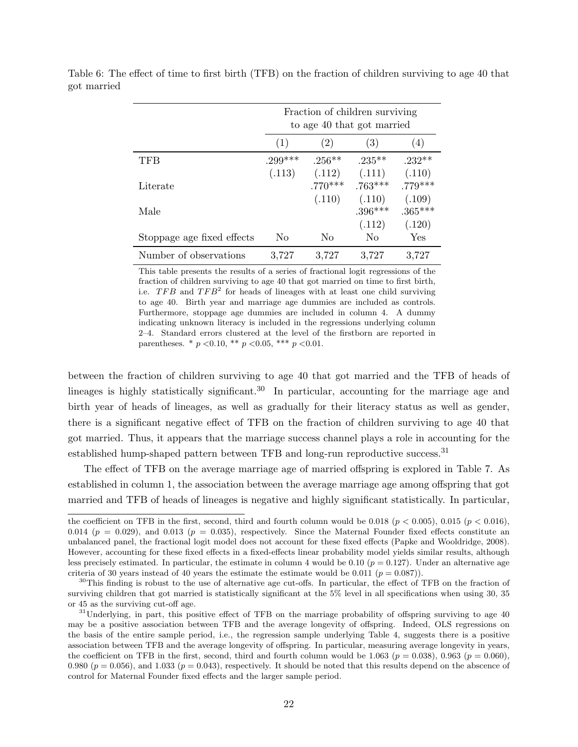Table 6: The effect of time to first birth (TFB) on the fraction of children surviving to age 40 that got married

| | Fraction of children surviving to age 40 that got married | | | |
|---|---|---|---|---|
| | (1) | (2) | (3) | (4) |
| TFB | .299*** | .256** | .235** | .232** |
| | (.113) | (.112) | (.111) | (.110) |
| Literate | | .770*** | .763*** | .779*** |
| | | (.110) | (.110) | (.109) |
| Male | | | .396*** | .365*** |
| | | | (.112) | (.120) |
| Stoppage age fixed effects | No | No | No | Yes |
| Number of observations | 3,727 | 3,727 | 3,727 | 3,727 |

This table presents the results of a series of fractional logit regressions of the fraction of children surviving to age 40 that got married on time to first birth, i.e. $TFB$ and $TFB^2$ for heads of lineages with at least one child surviving to age 40. Birth year and marriage age dummies are included as controls. Furthermore, stoppage age dummies are included in column 4. A dummy indicating unknown literacy is included in the regressions underlying column 2–4. Standard errors clustered at the level of the firstborn are reported in parentheses. * $p$ <0.10, ** $p$ <0.05, *** $p$ <0.01.

between the fraction of children surviving to age 40 that got married and the TFB of heads of lineages is highly statistically significant.[30] In particular, accounting for the marriage age and birth year of heads of lineages, as well as gradually for their literacy status as well as gender, there is a significant negative effect of TFB on the fraction of children surviving to age 40 that got married. Thus, it appears that the marriage success channel plays a role in accounting for the established hump-shaped pattern between TFB and long-run reproductive success.[31]

The effect of TFB on the average marriage age of married offspring is explored in Table 7. As established in column 1, the association between the average marriage age among offspring that got married and TFB of heads of lineages is negative and highly significant statistically. In particular,

the coefficient on TFB in the first, second, third and fourth column would be 0.018 ($p < 0.005$), 0.015 ($p < 0.016$), 0.014 ($p = 0.029$), and 0.013 ($p = 0.035$), respectively. Since the Maternal Founder fixed effects constitute an unbalanced panel, the fractional logit model does not account for these fixed effects (Papke and Wooldridge, 2008). However, accounting for these fixed effects in a fixed-effects linear probability model yields similar results, although less precisely estimated. In particular, the estimate in column 4 would be 0.10 ($p = 0.127$). Under an alternative age criteria of 30 years instead of 40 years the estimate the estimate would be 0.011 ($p = 0.087$)).

[30]This finding is robust to the use of alternative age cut-offs. In particular, the effect of TFB on the fraction of surviving children that got married is statistically significant at the 5% level in all specifications when using 30, 35 or 45 as the surviving cut-off age.

[31]Underlying, in part, this positive effect of TFB on the marriage probability of offspring surviving to age 40 may be a positive association between TFB and the average longevity of offspring. Indeed, OLS regressions on the basis of the entire sample period, i.e., the regression sample underlying Table 4, suggests there is a positive association between TFB and the average longevity of offspring. In particular, measuring average longevity in years, the coefficient on TFB in the first, second, third and fourth column would be 1.063 ($p = 0.038$), 0.963 ($p = 0.060$), 0.980 ($p = 0.056$), and 1.033 ($p = 0.043$), respectively. It should be noted that this results depend on the abscence of control for Maternal Founder fixed effects and the larger sample period.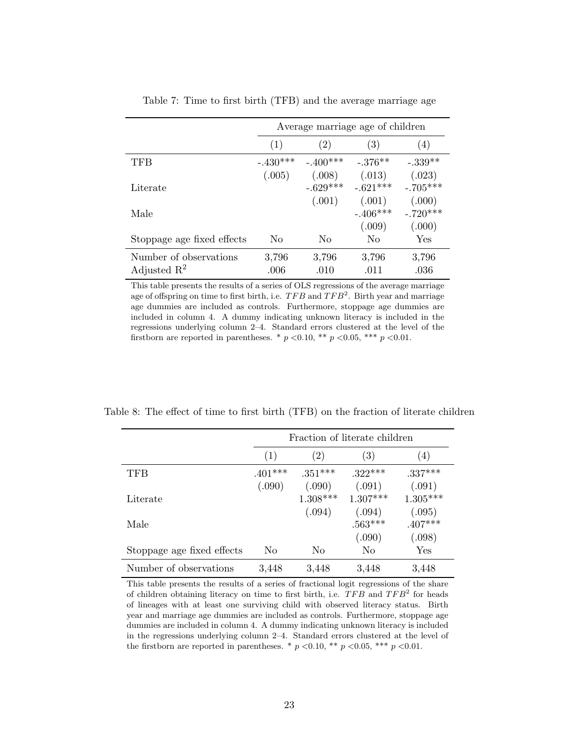Table 7: Time to first birth (TFB) and the average marriage age

| | Average marriage age of children | | | |
|---|---|---|---|---|
| | (1) | (2) | (3) | (4) |
| TFB | -.430*** | -.400*** | -.376** | -.339** |
| | (.005) | (.008) | (.013) | (.023) |
| Literate | | -.629*** | -.621*** | -.705*** |
| | | (.001) | (.001) | (.000) |
| Male | | | -.406*** | -.720*** |
| | | | (.009) | (.000) |
| Stoppage age fixed effects | No | No | No | Yes |
| Number of observations | 3,796 | 3,796 | 3,796 | 3,796 |
| Adjusted $R^2$ | .006 | .010 | .011 | .036 |

This table presents the results of a series of OLS regressions of the average marriage age of offspring on time to first birth, i.e. $TFB$ and $TFB^2$. Birth year and marriage age dummies are included as controls. Furthermore, stoppage age dummies are included in column 4. A dummy indicating unknown literacy is included in the regressions underlying column 2–4. Standard errors clustered at the level of the firstborn are reported in parentheses. * $p < 0.10$, ** $p < 0.05$, *** $p < 0.01$.

Table 8: The effect of time to first birth (TFB) on the fraction of literate children

| | Fraction of literate children | | | |
|---|---|---|---|---|
| | (1) | (2) | (3) | (4) |
| TFB | .401*** | .351*** | .322*** | .337*** |
| | (.090) | (.090) | (.091) | (.091) |
| Literate | | 1.308*** | 1.307*** | 1.305*** |
| | | (.094) | (.094) | (.095) |
| Male | | | .563*** | .407*** |
| | | | (.090) | (.098) |
| Stoppage age fixed effects | No | No | No | Yes |
| Number of observations | 3,448 | 3,448 | 3,448 | 3,448 |

This table presents the results of a series of fractional logit regressions of the share of children obtaining literacy on time to first birth, i.e. $TFB$ and $TFB^2$ for heads of lineages with at least one surviving child with observed literacy status. Birth year and marriage age dummies are included as controls. Furthermore, stoppage age dummies are included in column 4. A dummy indicating unknown literacy is included in the regressions underlying column 2–4. Standard errors clustered at the level of the firstborn are reported in parentheses. * $p < 0.10$, ** $p < 0.05$, *** $p < 0.01$.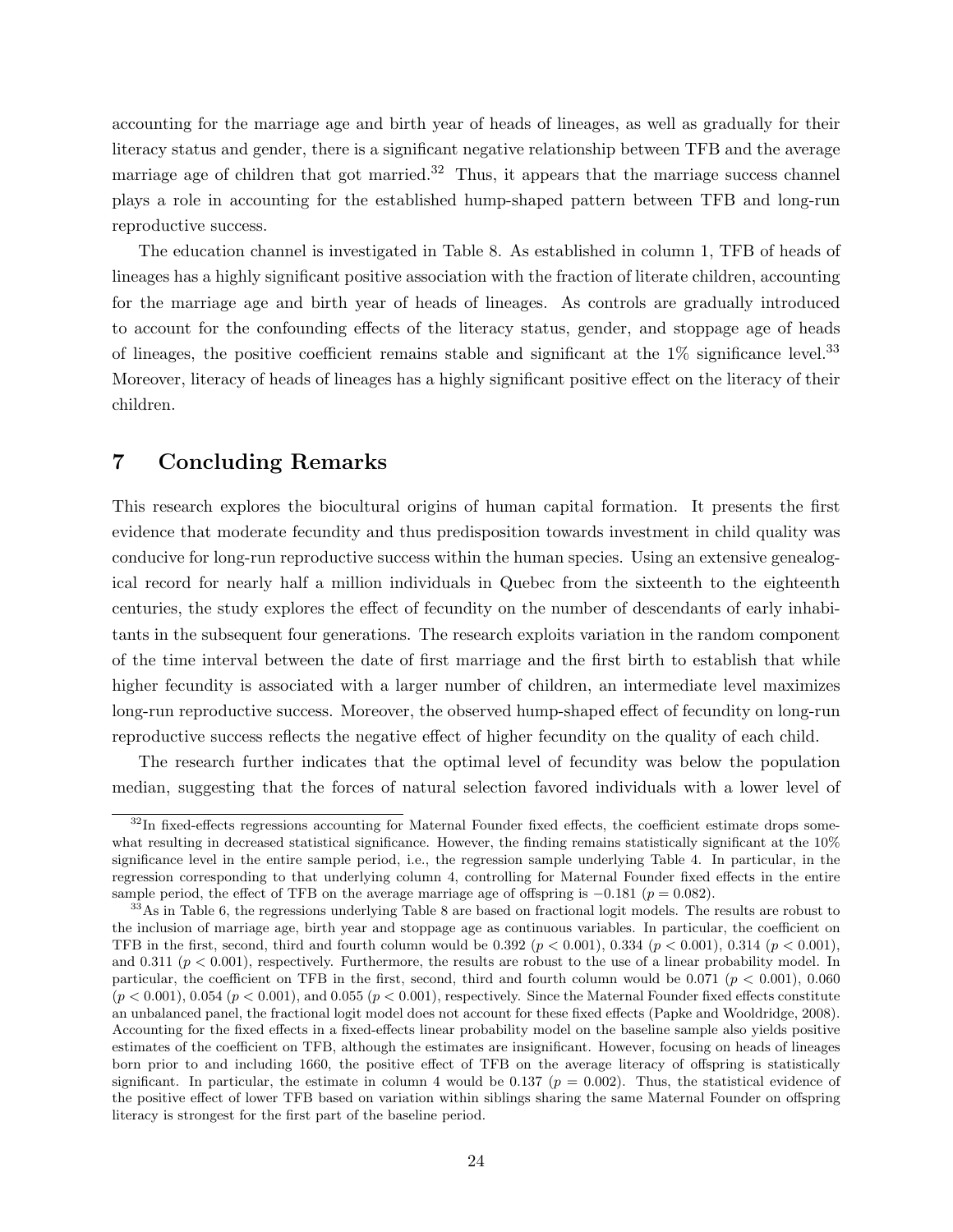accounting for the marriage age and birth year of heads of lineages, as well as gradually for their literacy status and gender, there is a significant negative relationship between TFB and the average marriage age of children that got married.[32] Thus, it appears that the marriage success channel plays a role in accounting for the established hump-shaped pattern between TFB and long-run reproductive success.

The education channel is investigated in Table 8. As established in column 1, TFB of heads of lineages has a highly significant positive association with the fraction of literate children, accounting for the marriage age and birth year of heads of lineages. As controls are gradually introduced to account for the confounding effects of the literacy status, gender, and stoppage age of heads of lineages, the positive coefficient remains stable and significant at the 1% significance level.[33] Moreover, literacy of heads of lineages has a highly significant positive effect on the literacy of their children.

## 7 Concluding Remarks

This research explores the biocultural origins of human capital formation. It presents the first evidence that moderate fecundity and thus predisposition towards investment in child quality was conducive for long-run reproductive success within the human species. Using an extensive genealogical record for nearly half a million individuals in Quebec from the sixteenth to the eighteenth centuries, the study explores the effect of fecundity on the number of descendants of early inhabitants in the subsequent four generations. The research exploits variation in the random component of the time interval between the date of first marriage and the first birth to establish that while higher fecundity is associated with a larger number of children, an intermediate level maximizes long-run reproductive success. Moreover, the observed hump-shaped effect of fecundity on long-run reproductive success reflects the negative effect of higher fecundity on the quality of each child.

The research further indicates that the optimal level of fecundity was below the population median, suggesting that the forces of natural selection favored individuals with a lower level of

---

[32] In fixed-effects regressions accounting for Maternal Founder fixed effects, the coefficient estimate drops somewhat resulting in decreased statistical significance. However, the finding remains statistically significant at the 10% significance level in the entire sample period, i.e., the regression sample underlying Table 4. In particular, in the regression corresponding to that underlying column 4, controlling for Maternal Founder fixed effects in the entire sample period, the effect of TFB on the average marriage age of offspring is $-0.181$ ($p = 0.082$).

[33] As in Table 6, the regressions underlying Table 8 are based on fractional logit models. The results are robust to the inclusion of marriage age, birth year and stoppage age as continuous variables. In particular, the coefficient on TFB in the first, second, third and fourth column would be 0.392 ($p < 0.001$), 0.334 ($p < 0.001$), 0.314 ($p < 0.001$), and 0.311 ($p < 0.001$), respectively. Furthermore, the results are robust to the use of a linear probability model. In particular, the coefficient on TFB in the first, second, third and fourth column would be 0.071 ($p < 0.001$), 0.060 ($p < 0.001$), 0.054 ($p < 0.001$), and 0.055 ($p < 0.001$), respectively. Since the Maternal Founder fixed effects constitute an unbalanced panel, the fractional logit model does not account for these fixed effects (Papke and Wooldridge, 2008). Accounting for the fixed effects in a fixed-effects linear probability model on the baseline sample also yields positive estimates of the coefficient on TFB, although the estimates are insignificant. However, focusing on heads of lineages born prior to and including 1660, the positive effect of TFB on the average literacy of offspring is statistically significant. In particular, the estimate in column 4 would be 0.137 ($p = 0.002$). Thus, the statistical evidence of the positive effect of lower TFB based on variation within siblings sharing the same Maternal Founder on offspring literacy is strongest for the first part of the baseline period.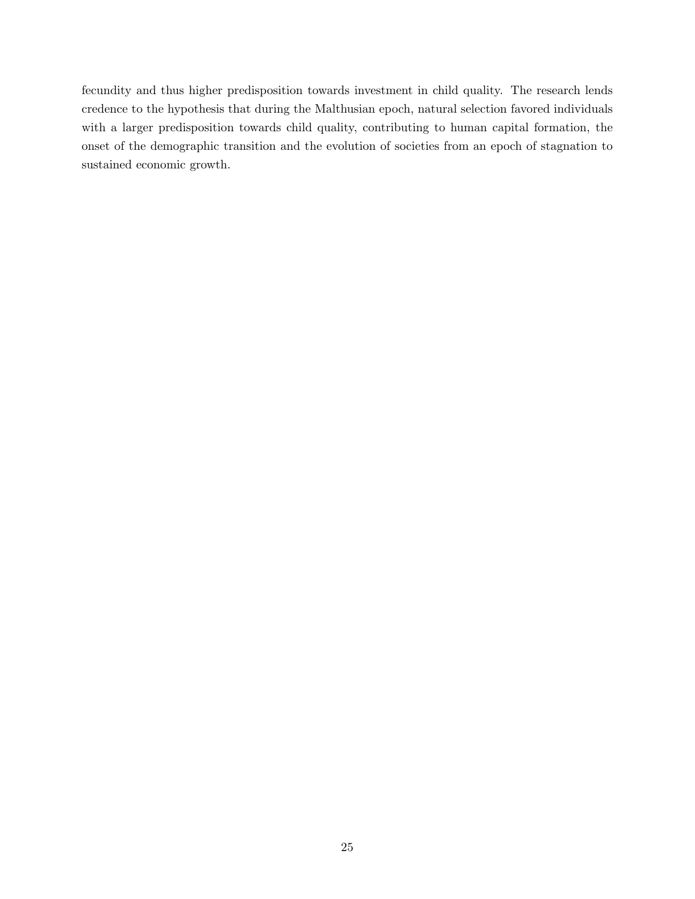fecundity and thus higher predisposition towards investment in child quality. The research lends credence to the hypothesis that during the Malthusian epoch, natural selection favored individuals with a larger predisposition towards child quality, contributing to human capital formation, the onset of the demographic transition and the evolution of societies from an epoch of stagnation to sustained economic growth.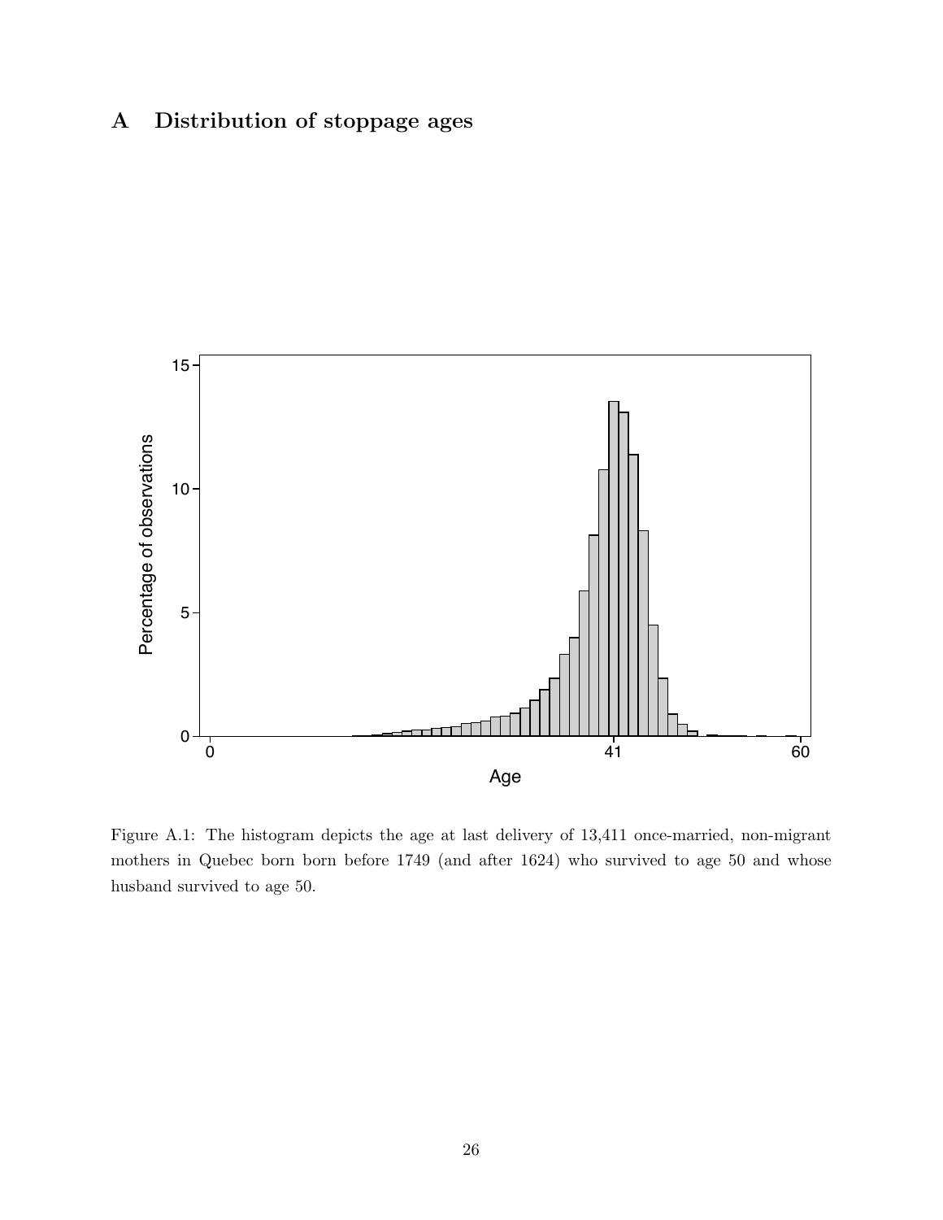# A Distribution of stoppage ages

Figure A.1: The histogram depicts the age at last delivery of 13,411 once-married, non-migrant mothers in Quebec born born before 1749 (and after 1624) who survived to age 50 and whose husband survived to age 50.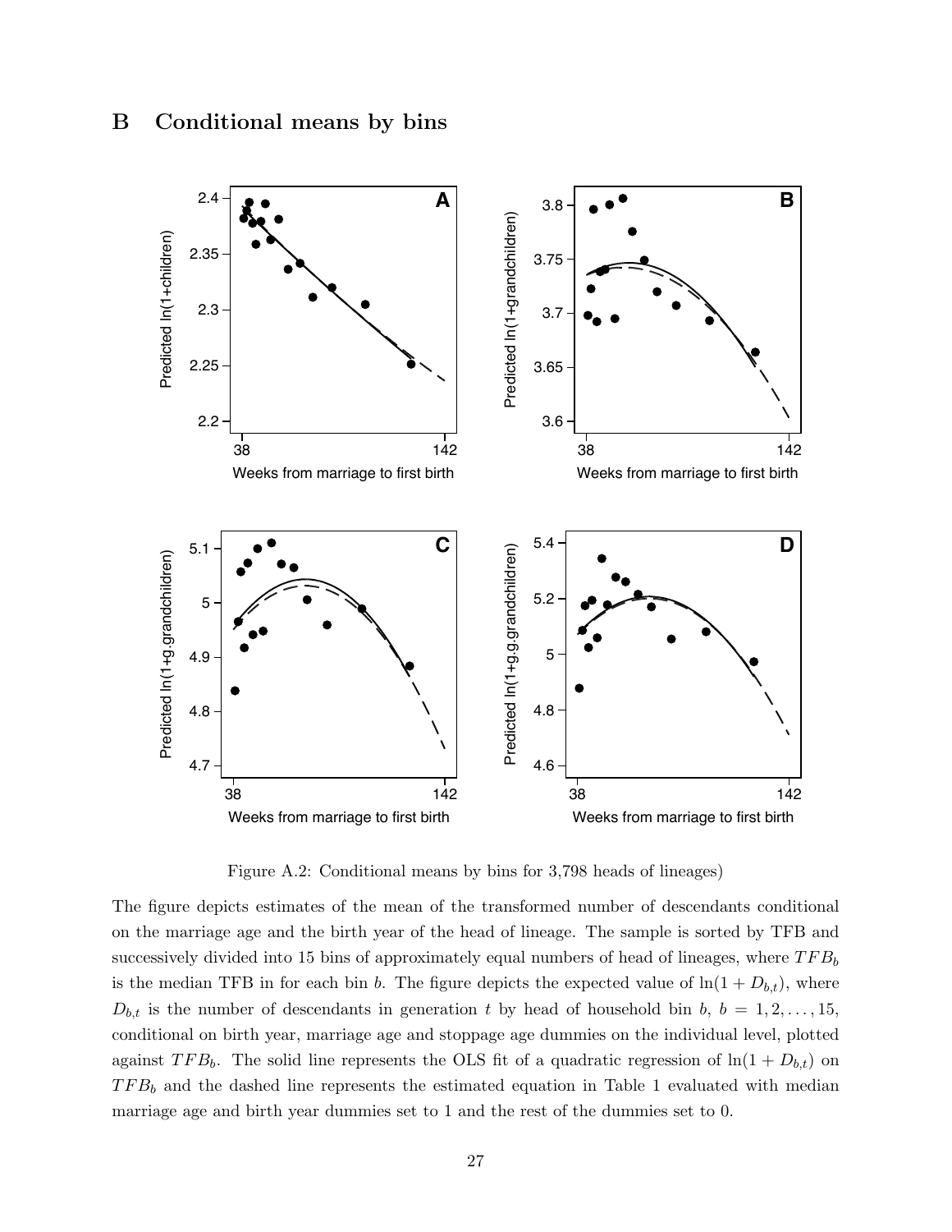# B Conditional means by bins

Figure A.2: Conditional means by bins for 3,798 heads of lineages)

The figure depicts estimates of the mean of the transformed number of descendants conditional on the marriage age and the birth year of the head of lineage. The sample is sorted by TFB and successively divided into 15 bins of approximately equal numbers of head of lineages, where $TFB_b$ is the median TFB in for each bin $b$. The figure depicts the expected value of $\ln(1 + D_{b,t})$, where $D_{b,t}$ is the number of descendants in generation $t$ by head of household bin $b$, $b = 1, 2, \ldots, 15$, conditional on birth year, marriage age and stoppage age dummies on the individual level, plotted against $TFB_b$. The solid line represents the OLS fit of a quadratic regression of $\ln(1 + D_{b,t})$ on $TFB_b$ and the dashed line represents the estimated equation in Table 1 evaluated with median marriage age and birth year dummies set to 1 and the rest of the dummies set to 0.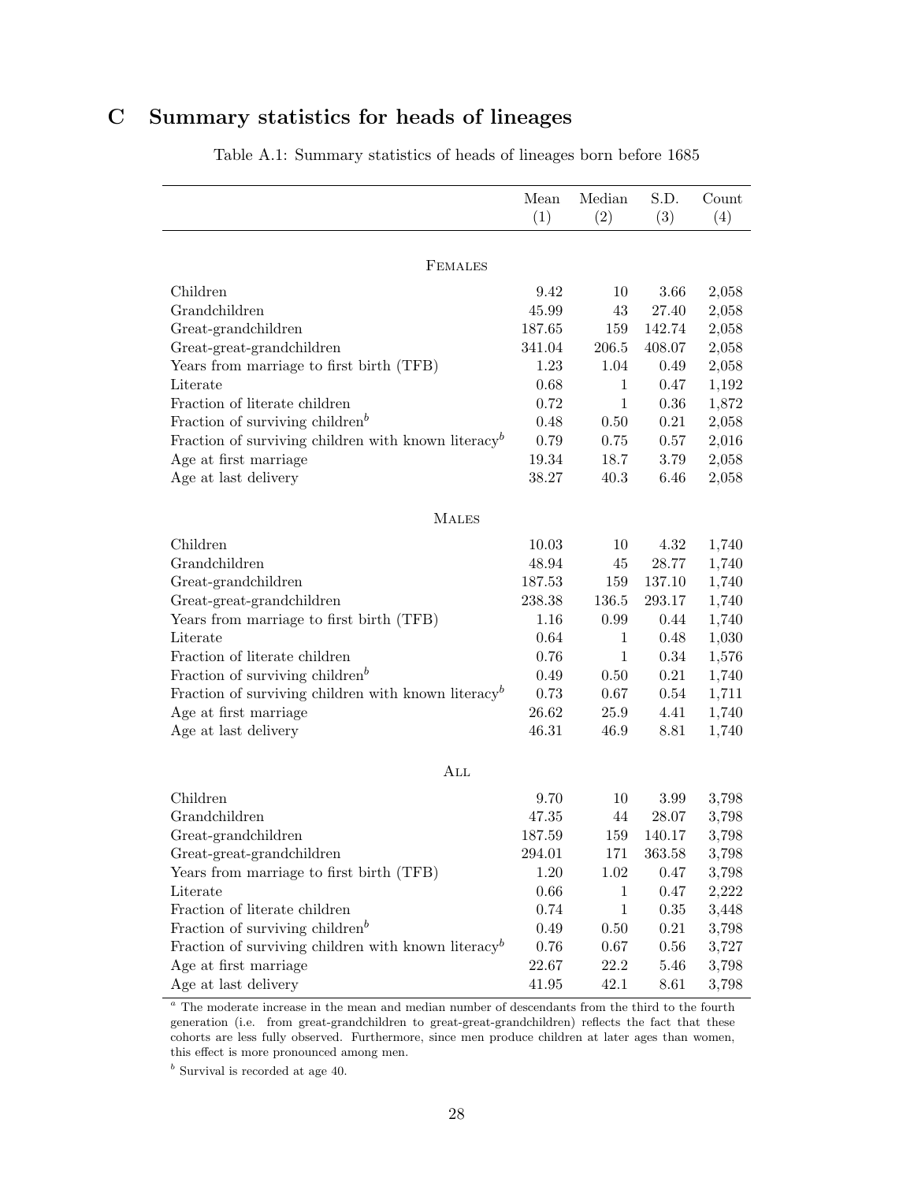# C Summary statistics for heads of lineages

Table A.1: Summary statistics of heads of lineages born before 1685

| | Mean (1) | Median (2) | S.D. (3) | Count (4) |
|---|---|---|---|---|
| FEMALES | | | | |
| Children | 9.42 | 10 | 3.66 | 2,058 |
| Grandchildren | 45.99 | 43 | 27.40 | 2,058 |
| Great-grandchildren | 187.65 | 159 | 142.74 | 2,058 |
| Great-great-grandchildren | 341.04 | 206.5 | 408.07 | 2,058 |
| Years from marriage to first birth (TFB) | 1.23 | 1.04 | 0.49 | 2,058 |
| Literate | 0.68 | 1 | 0.47 | 1,192 |
| Fraction of literate children | 0.72 | 1 | 0.36 | 1,872 |
| Fraction of surviving children[b] | 0.48 | 0.50 | 0.21 | 2,058 |
| Fraction of surviving children with known literacy[b] | 0.79 | 0.75 | 0.57 | 2,016 |
| Age at first marriage | 19.34 | 18.7 | 3.79 | 2,058 |
| Age at last delivery | 38.27 | 40.3 | 6.46 | 2,058 |
| MALES | | | | |
| Children | 10.03 | 10 | 4.32 | 1,740 |
| Grandchildren | 48.94 | 45 | 28.77 | 1,740 |
| Great-grandchildren | 187.53 | 159 | 137.10 | 1,740 |
| Great-great-grandchildren | 238.38 | 136.5 | 293.17 | 1,740 |
| Years from marriage to first birth (TFB) | 1.16 | 0.99 | 0.44 | 1,740 |
| Literate | 0.64 | 1 | 0.48 | 1,030 |
| Fraction of literate children | 0.76 | 1 | 0.34 | 1,576 |
| Fraction of surviving children[b] | 0.49 | 0.50 | 0.21 | 1,740 |
| Fraction of surviving children with known literacy[b] | 0.73 | 0.67 | 0.54 | 1,711 |
| Age at first marriage | 26.62 | 25.9 | 4.41 | 1,740 |
| Age at last delivery | 46.31 | 46.9 | 8.81 | 1,740 |
| ALL | | | | |
| Children | 9.70 | 10 | 3.99 | 3,798 |
| Grandchildren | 47.35 | 44 | 28.07 | 3,798 |
| Great-grandchildren | 187.59 | 159 | 140.17 | 3,798 |
| Great-great-grandchildren | 294.01 | 171 | 363.58 | 3,798 |
| Years from marriage to first birth (TFB) | 1.20 | 1.02 | 0.47 | 3,798 |
| Literate | 0.66 | 1 | 0.47 | 2,222 |
| Fraction of literate children | 0.74 | 1 | 0.35 | 3,448 |
| Fraction of surviving children[b] | 0.49 | 0.50 | 0.21 | 3,798 |
| Fraction of surviving children with known literacy[b] | 0.76 | 0.67 | 0.56 | 3,727 |
| Age at first marriage | 22.67 | 22.2 | 5.46 | 3,798 |
| Age at last delivery | 41.95 | 42.1 | 8.61 | 3,798 |

[a] The moderate increase in the mean and median number of descendants from the third to the fourth generation (i.e. from great-grandchildren to great-great-grandchildren) reflects the fact that these cohorts are less fully observed. Furthermore, since men produce children at later ages than women, this effect is more pronounced among men.

[b] Survival is recorded at age 40.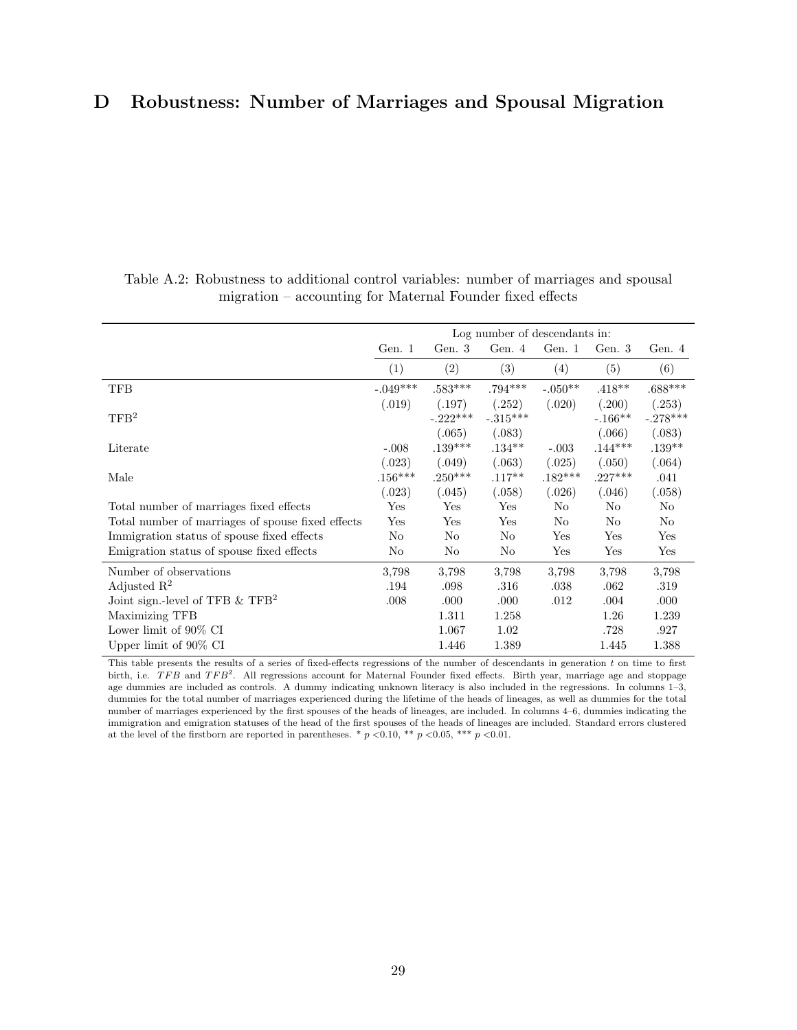# D Robustness: Number of Marriages and Spousal Migration

Table A.2: Robustness to additional control variables: number of marriages and spousal migration – accounting for Maternal Founder fixed effects

| | Log number of descendants in: | | | | | |
|---|---|---|---|---|---|---|
| | Gen. 1 | Gen. 3 | Gen. 4 | Gen. 1 | Gen. 3 | Gen. 4 |
| | (1) | (2) | (3) | (4) | (5) | (6) |
| TFB | -.049*** | .583*** | .794*** | -.050** | .418** | .688*** |
| | (.019) | (.197) | (.252) | (.020) | (.200) | (.253) |
| TFB$^2$ | | -.222*** | -.315*** | | -.166** | -.278*** |
| | | (.065) | (.083) | | (.066) | (.083) |
| Literate | -.008 | .139*** | .134** | -.003 | .144*** | .139** |
| | (.023) | (.049) | (.063) | (.025) | (.050) | (.064) |
| Male | .156*** | .250*** | .117** | .182*** | .227*** | .041 |
| | (.023) | (.045) | (.058) | (.026) | (.046) | (.058) |
| Total number of marriages fixed effects | Yes | Yes | Yes | No | No | No |
| Total number of marriages of spouse fixed effects | Yes | Yes | Yes | No | No | No |
| Immigration status of spouse fixed effects | No | No | No | Yes | Yes | Yes |
| Emigration status of spouse fixed effects | No | No | No | Yes | Yes | Yes |
| Number of observations | 3,798 | 3,798 | 3,798 | 3,798 | 3,798 | 3,798 |
| Adjusted R$^2$ | .194 | .098 | .316 | .038 | .062 | .319 |
| Joint sign.-level of TFB & TFB$^2$ | .008 | .000 | .000 | .012 | .004 | .000 |
| Maximizing TFB | | 1.311 | 1.258 | | 1.26 | 1.239 |
| Lower limit of 90% CI | | 1.067 | 1.02 | | .728 | .927 |
| Upper limit of 90% CI | | 1.446 | 1.389 | | 1.445 | 1.388 |

This table presents the results of a series of fixed-effects regressions of the number of descendants in generation $t$ on time to first birth, i.e. $TFB$ and $TFB^2$. All regressions account for Maternal Founder fixed effects. Birth year, marriage age and stoppage age dummies are included as controls. A dummy indicating unknown literacy is also included in the regressions. In columns 1–3, dummies for the total number of marriages experienced during the lifetime of the heads of lineages, as well as dummies for the total number of marriages experienced by the first spouses of the heads of lineages, are included. In columns 4–6, dummies indicating the immigration and emigration statuses of the head of the first spouses of the heads of lineages are included. Standard errors clustered at the level of the firstborn are reported in parentheses. * $p$ <0.10, ** $p$ <0.05, *** $p$ <0.01.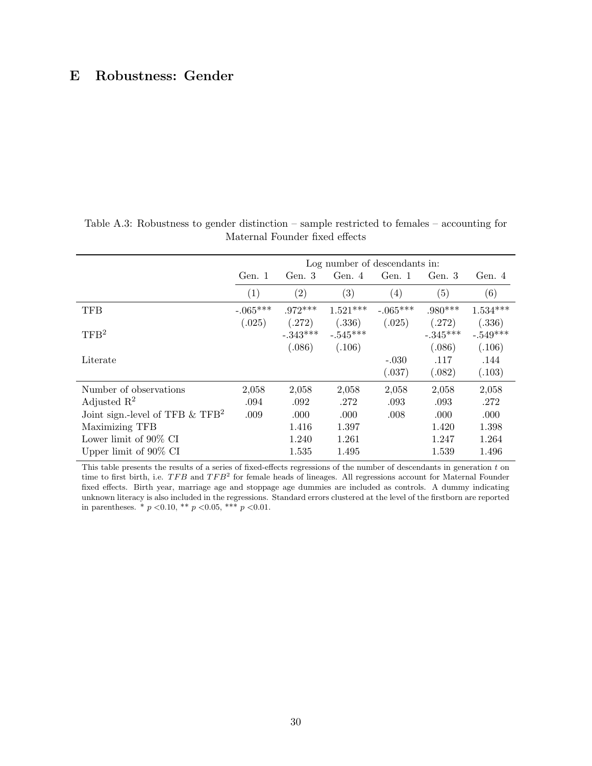# E Robustness: Gender

Table A.3: Robustness to gender distinction – sample restricted to females – accounting for Maternal Founder fixed effects

| | Log number of descendants in: | | | | | |
|---|---|---|---|---|---|---|
| | Gen. 1 | Gen. 3 | Gen. 4 | Gen. 1 | Gen. 3 | Gen. 4 |
| | (1) | (2) | (3) | (4) | (5) | (6) |
| TFB | -.065*** | .972*** | 1.521*** | -.065*** | .980*** | 1.534*** |
| | (.025) | (.272) | (.336) | (.025) | (.272) | (.336) |
| $\text{TFB}^2$ | | -.343*** | -.545*** | | -.345*** | -.549*** |
| | | (.086) | (.106) | | (.086) | (.106) |
| Literate | | | | -.030 | .117 | .144 |
| | | | | (.037) | (.082) | (.103) |
| Number of observations | 2,058 | 2,058 | 2,058 | 2,058 | 2,058 | 2,058 |
| Adjusted $\text{R}^2$ | .094 | .092 | .272 | .093 | .093 | .272 |
| Joint sign.-level of TFB & $\text{TFB}^2$ | .009 | .000 | .000 | .008 | .000 | .000 |
| Maximizing TFB | | 1.416 | 1.397 | | 1.420 | 1.398 |
| Lower limit of 90% CI | | 1.240 | 1.261 | | 1.247 | 1.264 |
| Upper limit of 90% CI | | 1.535 | 1.495 | | 1.539 | 1.496 |

This table presents the results of a series of fixed-effects regressions of the number of descendants in generation $t$ on time to first birth, i.e. $TFB$ and $TFB^2$ for female heads of lineages. All regressions account for Maternal Founder fixed effects. Birth year, marriage age and stoppage age dummies are included as controls. A dummy indicating unknown literacy is also included in the regressions. Standard errors clustered at the level of the firstborn are reported in parentheses. * $p < 0.10$, ** $p < 0.05$, *** $p < 0.01$.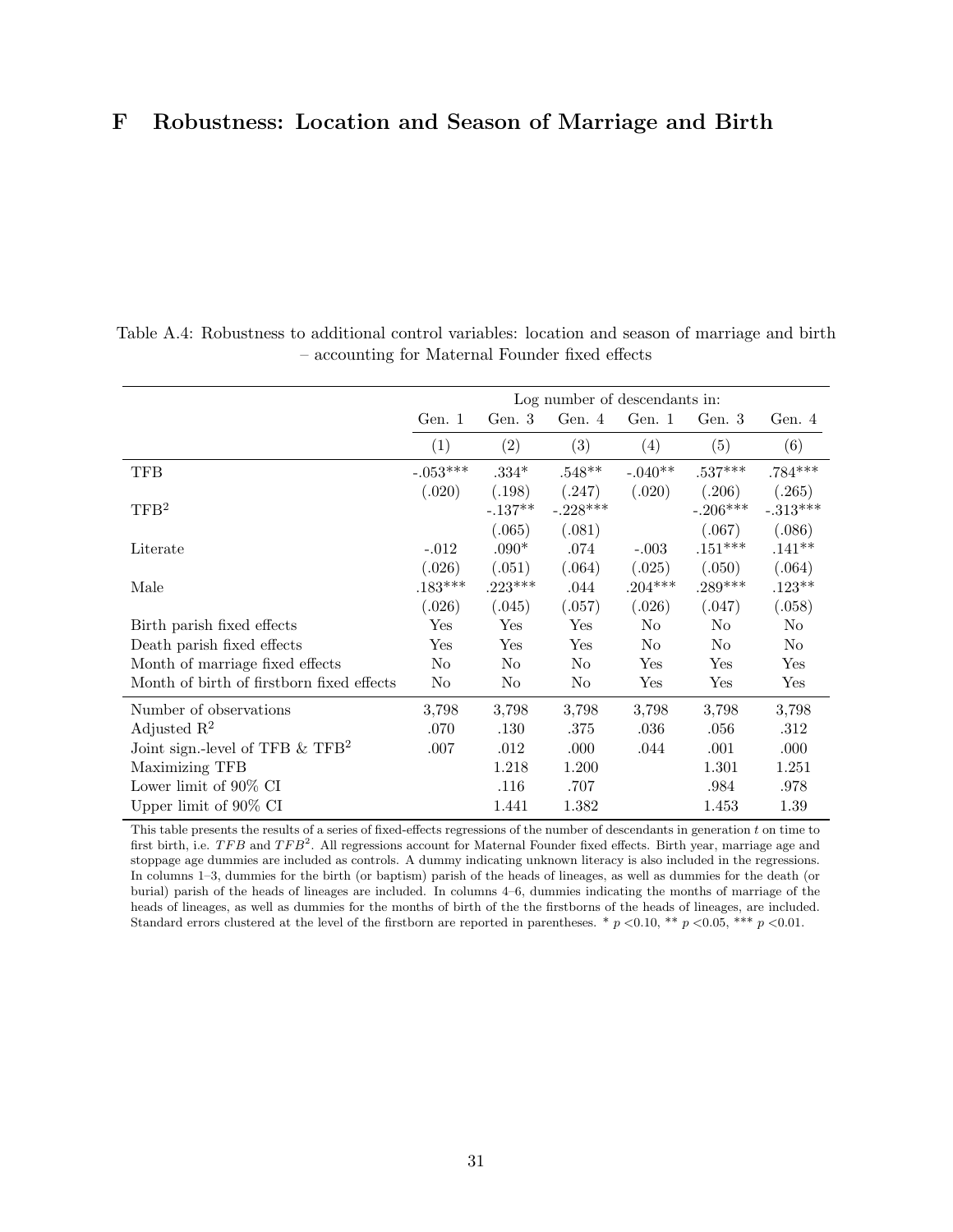# F Robustness: Location and Season of Marriage and Birth

Table A.4: Robustness to additional control variables: location and season of marriage and birth – accounting for Maternal Founder fixed effects

| | Log number of descendants in: | | | | | |
|---|---|---|---|---|---|---|
| | Gen. 1 | Gen. 3 | Gen. 4 | Gen. 1 | Gen. 3 | Gen. 4 |
| | (1) | (2) | (3) | (4) | (5) | (6) |
| TFB | -.053*** | .334* | .548** | -.040** | .537*** | .784*** |
| | (.020) | (.198) | (.247) | (.020) | (.206) | (.265) |
| TFB$^2$ | | -.137** | -.228*** | | -.206*** | -.313*** |
| | | (.065) | (.081) | | (.067) | (.086) |
| Literate | -.012 | .090* | .074 | -.003 | .151*** | .141** |
| | (.026) | (.051) | (.064) | (.025) | (.050) | (.064) |
| Male | .183*** | .223*** | .044 | .204*** | .289*** | .123** |
| | (.026) | (.045) | (.057) | (.026) | (.047) | (.058) |
| Birth parish fixed effects | Yes | Yes | Yes | No | No | No |
| Death parish fixed effects | Yes | Yes | Yes | No | No | No |
| Month of marriage fixed effects | No | No | No | Yes | Yes | Yes |
| Month of birth of firstborn fixed effects | No | No | No | Yes | Yes | Yes |
| Number of observations | 3,798 | 3,798 | 3,798 | 3,798 | 3,798 | 3,798 |
| Adjusted R$^2$ | .070 | .130 | .375 | .036 | .056 | .312 |
| Joint sign.-level of TFB & TFB$^2$ | .007 | .012 | .000 | .044 | .001 | .000 |
| Maximizing TFB | | 1.218 | 1.200 | | 1.301 | 1.251 |
| Lower limit of 90% CI | | .116 | .707 | | .984 | .978 |
| Upper limit of 90% CI | | 1.441 | 1.382 | | 1.453 | 1.39 |

This table presents the results of a series of fixed-effects regressions of the number of descendants in generation $t$ on time to first birth, i.e. $TFB$ and $TFB^2$. All regressions account for Maternal Founder fixed effects. Birth year, marriage age and stoppage age dummies are included as controls. A dummy indicating unknown literacy is also included in the regressions. In columns 1–3, dummies for the birth (or baptism) parish of the heads of lineages, as well as dummies for the death (or burial) parish of the heads of lineages are included. In columns 4–6, dummies indicating the months of marriage of the heads of lineages, as well as dummies for the months of birth of the the firstborns of the heads of lineages, are included. Standard errors clustered at the level of the firstborn are reported in parentheses. * $p$ <0.10, ** $p$ <0.05, *** $p$ <0.01.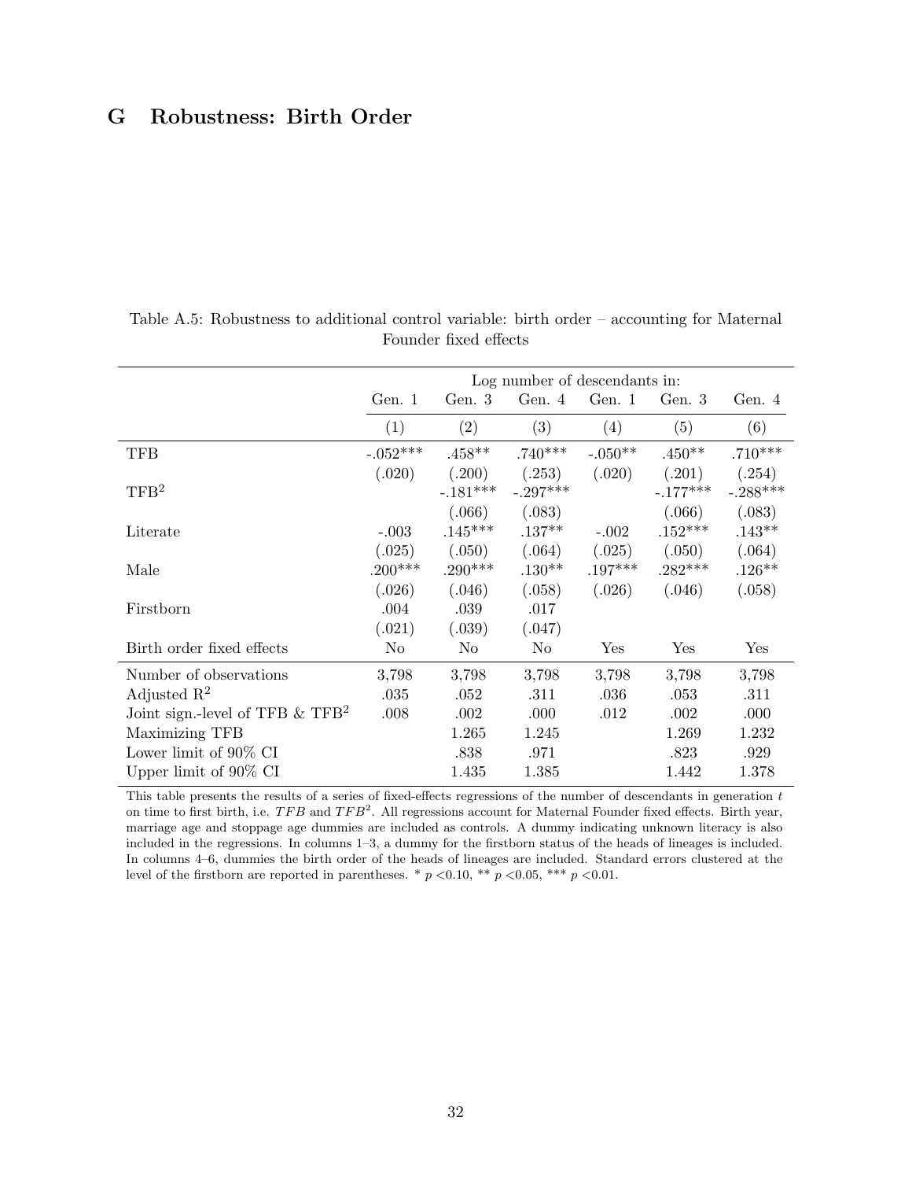# G Robustness: Birth Order

Table A.5: Robustness to additional control variable: birth order – accounting for Maternal Founder fixed effects

| | Log number of descendants in: | | | | | |
|---|---|---|---|---|---|---|
| | Gen. 1 | Gen. 3 | Gen. 4 | Gen. 1 | Gen. 3 | Gen. 4 |
| | (1) | (2) | (3) | (4) | (5) | (6) |
| TFB | -.052*** | .458** | .740*** | -.050** | .450** | .710*** |
| | (.020) | (.200) | (.253) | (.020) | (.201) | (.254) |
| TFB$^2$ | | -.181*** | -.297*** | | -.177*** | -.288*** |
| | | (.066) | (.083) | | (.066) | (.083) |
| Literate | -.003 | .145*** | .137** | -.002 | .152*** | .143** |
| | (.025) | (.050) | (.064) | (.025) | (.050) | (.064) |
| Male | .200*** | .290*** | .130** | .197*** | .282*** | .126** |
| | (.026) | (.046) | (.058) | (.026) | (.046) | (.058) |
| Firstborn | .004 | .039 | .017 | | | |
| | (.021) | (.039) | (.047) | | | |
| Birth order fixed effects | No | No | No | Yes | Yes | Yes |
| Number of observations | 3,798 | 3,798 | 3,798 | 3,798 | 3,798 | 3,798 |
| Adjusted R$^2$ | .035 | .052 | .311 | .036 | .053 | .311 |
| Joint sign.-level of TFB & TFB$^2$ | .008 | .002 | .000 | .012 | .002 | .000 |
| Maximizing TFB | | 1.265 | 1.245 | | 1.269 | 1.232 |
| Lower limit of 90% CI | | .838 | .971 | | .823 | .929 |
| Upper limit of 90% CI | | 1.435 | 1.385 | | 1.442 | 1.378 |

This table presents the results of a series of fixed-effects regressions of the number of descendants in generation $t$ on time to first birth, i.e. $TFB$ and $TFB^2$. All regressions account for Maternal Founder fixed effects. Birth year, marriage age and stoppage age dummies are included as controls. A dummy indicating unknown literacy is also included in the regressions. In columns 1–3, a dummy for the firstborn status of the heads of lineages is included. In columns 4–6, dummies the birth order of the heads of lineages are included. Standard errors clustered at the level of the firstborn are reported in parentheses. * $p < 0.10$, ** $p < 0.05$, *** $p < 0.01$.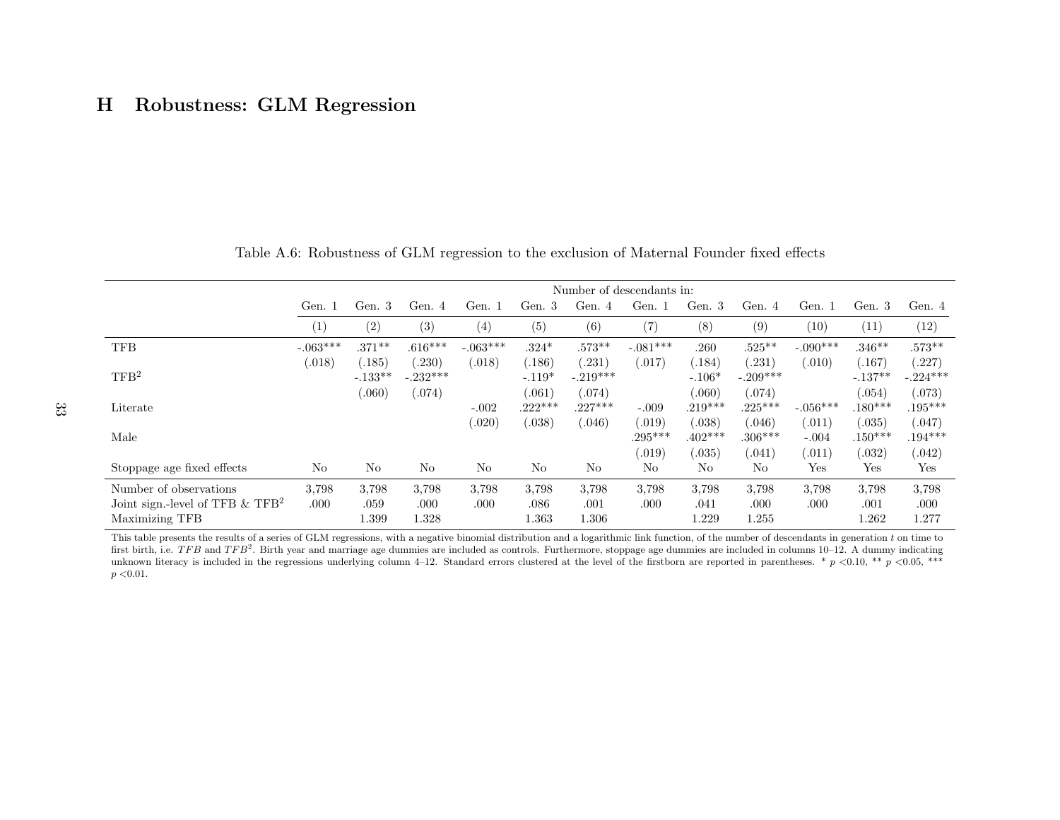## H Robustness: GLM Regression

Table A.6: Robustness of GLM regression to the exclusion of Maternal Founder fixed effects

| | Number of descendants in: | | | | | | | | | | | |
|---|---|---|---|---|---|---|---|---|---|---|---|---|
| | Gen. 1 | Gen. 3 | Gen. 4 | Gen. 1 | Gen. 3 | Gen. 4 | Gen. 1 | Gen. 3 | Gen. 4 | Gen. 1 | Gen. 3 | Gen. 4 |
| | (1) | (2) | (3) | (4) | (5) | (6) | (7) | (8) | (9) | (10) | (11) | (12) |
| TFB | -.063*** | .371** | .616*** | -.063*** | .324* | .573** | -.081*** | .260 | .525** | -.090*** | .346** | .573** |
| | (.018) | (.185) | (.230) | (.018) | (.186) | (.231) | (.017) | (.184) | (.231) | (.010) | (.167) | (.227) |
| TFB$^2$ | | -.133** | -.232*** | | -.119* | -.219*** | | -.106* | -.209*** | | -.137** | -.224*** |
| | | (.060) | (.074) | | (.061) | (.074) | | (.060) | (.074) | | (.054) | (.073) |
| Literate | | | | -.002 | .222*** | .227*** | -.009 | .219*** | .225*** | -.056*** | .180*** | .195*** |
| | | | | (.020) | (.038) | (.046) | (.019) | (.038) | (.046) | (.011) | (.035) | (.047) |
| Male | | | | | | | .295*** | .402*** | .306*** | -.004 | .150*** | .194*** |
| | | | | | | | (.019) | (.035) | (.041) | (.011) | (.032) | (.042) |
| Stoppage age fixed effects | No | No | No | No | No | No | No | No | No | Yes | Yes | Yes |
| Number of observations | 3,798 | 3,798 | 3,798 | 3,798 | 3,798 | 3,798 | 3,798 | 3,798 | 3,798 | 3,798 | 3,798 | 3,798 |
| Joint sign.-level of TFB & TFB$^2$ | .000 | .059 | .000 | .000 | .086 | .001 | .000 | .041 | .000 | .000 | .001 | .000 |
| Maximizing TFB | | 1.399 | 1.328 | | 1.363 | 1.306 | | 1.229 | 1.255 | | 1.262 | 1.277 |

This table presents the results of a series of GLM regressions, with a negative binomial distribution and a logarithmic link function, of the number of descendants in generation $t$ on time to first birth, i.e. $TFB$ and $TFB^2$. Birth year and marriage age dummies are included as controls. Furthermore, stoppage age dummies are included in columns 10–12. A dummy indicating unknown literacy is included in the regressions underlying column 4–12. Standard errors clustered at the level of the firstborn are reported in parentheses. * $p$ <0.10, ** $p$ <0.05, *** $p$ <0.01.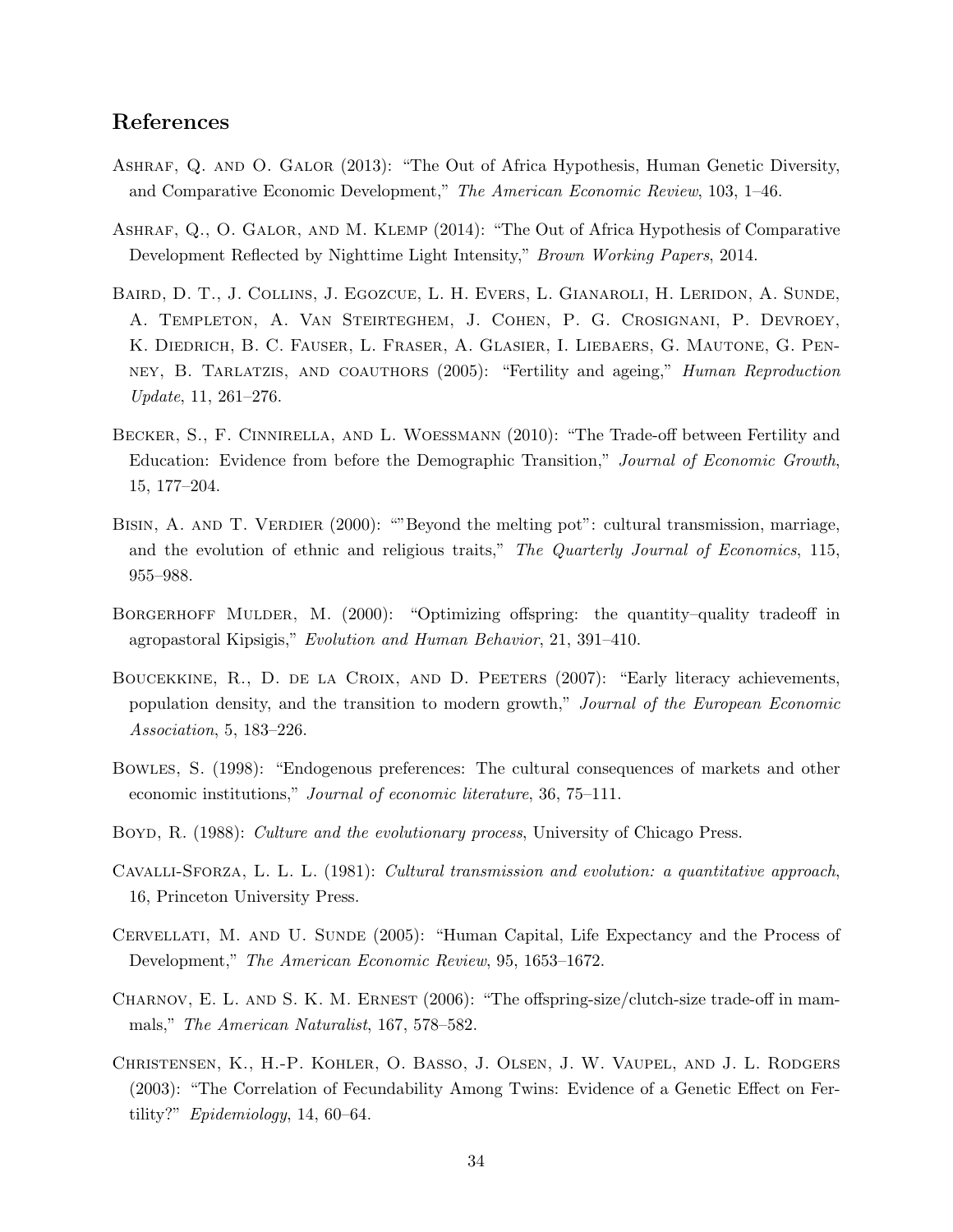## References

Ashraf, Q. and O. Galor (2013): "The Out of Africa Hypothesis, Human Genetic Diversity, and Comparative Economic Development," *The American Economic Review*, 103, 1–46.

Ashraf, Q., O. Galor, and M. Klemp (2014): "The Out of Africa Hypothesis of Comparative Development Reflected by Nighttime Light Intensity," *Brown Working Papers*, 2014.

Baird, D. T., J. Collins, J. Egozcue, L. H. Evers, L. Gianaroli, H. Leridon, A. Sunde, A. Templeton, A. Van Steirteghem, J. Cohen, P. G. Crosignani, P. Devroey, K. Diedrich, B. C. Fauser, L. Fraser, A. Glasier, I. Liebaers, G. Mautone, G. Penney, B. Tarlatzis, and coauthors (2005): "Fertility and ageing," *Human Reproduction Update*, 11, 261–276.

Becker, S., F. Cinnirella, and L. Woessmann (2010): "The Trade-off between Fertility and Education: Evidence from before the Demographic Transition," *Journal of Economic Growth*, 15, 177–204.

Bisin, A. and T. Verdier (2000): ""Beyond the melting pot": cultural transmission, marriage, and the evolution of ethnic and religious traits," *The Quarterly Journal of Economics*, 115, 955–988.

Borgerhoff Mulder, M. (2000): "Optimizing offspring: the quantity–quality tradeoff in agropastoral Kipsigis," *Evolution and Human Behavior*, 21, 391–410.

Boucekkine, R., D. de la Croix, and D. Peeters (2007): "Early literacy achievements, population density, and the transition to modern growth," *Journal of the European Economic Association*, 5, 183–226.

Bowles, S. (1998): "Endogenous preferences: The cultural consequences of markets and other economic institutions," *Journal of economic literature*, 36, 75–111.

Boyd, R. (1988): *Culture and the evolutionary process*, University of Chicago Press.

Cavalli-Sforza, L. L. L. (1981): *Cultural transmission and evolution: a quantitative approach*, 16, Princeton University Press.

Cervellati, M. and U. Sunde (2005): "Human Capital, Life Expectancy and the Process of Development," *The American Economic Review*, 95, 1653–1672.

Charnov, E. L. and S. K. M. Ernest (2006): "The offspring-size/clutch-size trade-off in mammals," *The American Naturalist*, 167, 578–582.

Christensen, K., H.-P. Kohler, O. Basso, J. Olsen, J. W. Vaupel, and J. L. Rodgers (2003): "The Correlation of Fecundability Among Twins: Evidence of a Genetic Effect on Fertility?" *Epidemiology*, 14, 60–64.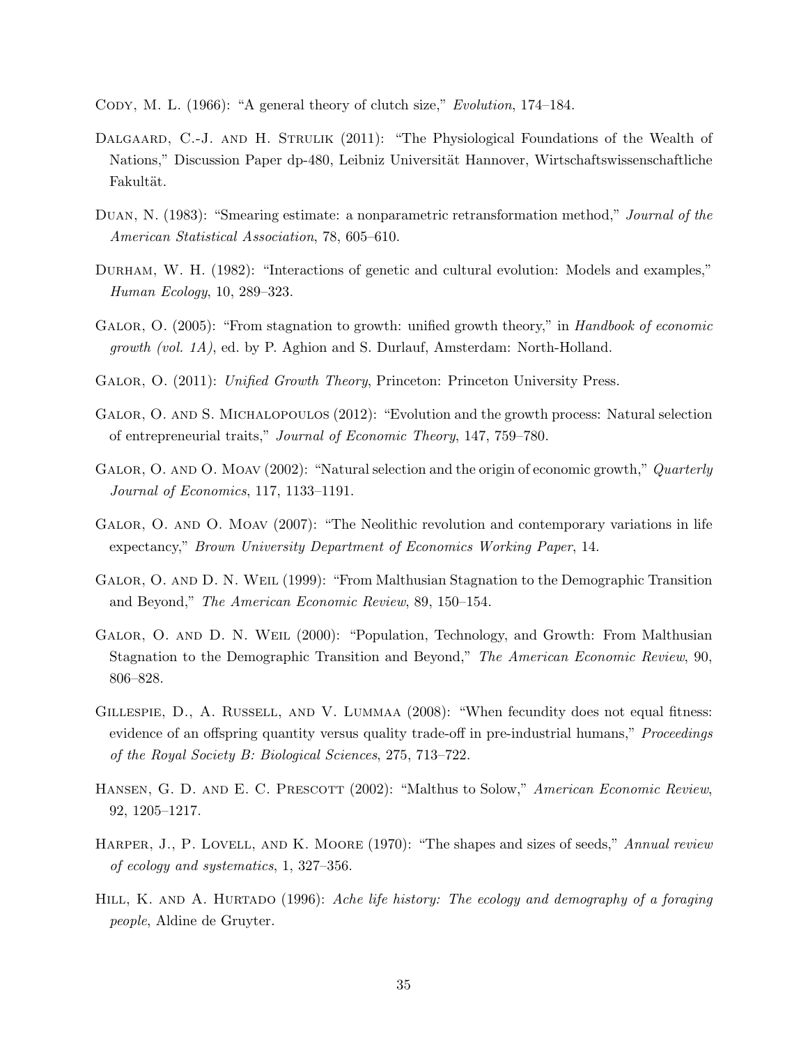Cody, M. L. (1966): "A general theory of clutch size," *Evolution*, 174–184.

Dalgaard, C.-J. and H. Strulik (2011): "The Physiological Foundations of the Wealth of Nations," Discussion Paper dp-480, Leibniz Universität Hannover, Wirtschaftswissenschaftliche Fakultät.

Duan, N. (1983): "Smearing estimate: a nonparametric retransformation method," *Journal of the American Statistical Association*, 78, 605–610.

Durham, W. H. (1982): "Interactions of genetic and cultural evolution: Models and examples," *Human Ecology*, 10, 289–323.

Galor, O. (2005): "From stagnation to growth: unified growth theory," in *Handbook of economic growth (vol. 1A)*, ed. by P. Aghion and S. Durlauf, Amsterdam: North-Holland.

Galor, O. (2011): *Unified Growth Theory*, Princeton: Princeton University Press.

Galor, O. and S. Michalopoulos (2012): "Evolution and the growth process: Natural selection of entrepreneurial traits," *Journal of Economic Theory*, 147, 759–780.

Galor, O. and O. Moav (2002): "Natural selection and the origin of economic growth," *Quarterly Journal of Economics*, 117, 1133–1191.

Galor, O. and O. Moav (2007): "The Neolithic revolution and contemporary variations in life expectancy," *Brown University Department of Economics Working Paper*, 14.

Galor, O. and D. N. Weil (1999): "From Malthusian Stagnation to the Demographic Transition and Beyond," *The American Economic Review*, 89, 150–154.

Galor, O. and D. N. Weil (2000): "Population, Technology, and Growth: From Malthusian Stagnation to the Demographic Transition and Beyond," *The American Economic Review*, 90, 806–828.

Gillespie, D., A. Russell, and V. Lummaa (2008): "When fecundity does not equal fitness: evidence of an offspring quantity versus quality trade-off in pre-industrial humans," *Proceedings of the Royal Society B: Biological Sciences*, 275, 713–722.

Hansen, G. D. and E. C. Prescott (2002): "Malthus to Solow," *American Economic Review*, 92, 1205–1217.

Harper, J., P. Lovell, and K. Moore (1970): "The shapes and sizes of seeds," *Annual review of ecology and systematics*, 1, 327–356.

Hill, K. and A. Hurtado (1996): *Ache life history: The ecology and demography of a foraging people*, Aldine de Gruyter.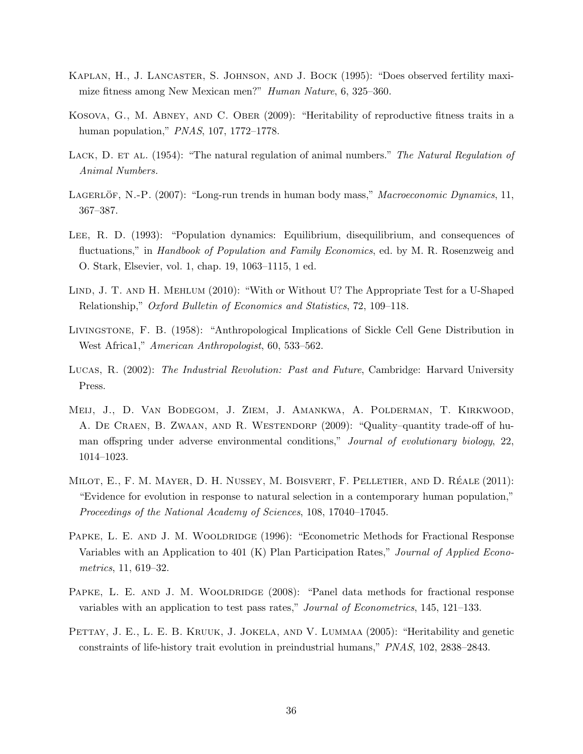Kaplan, H., J. Lancaster, S. Johnson, and J. Bock (1995): "Does observed fertility maximize fitness among New Mexican men?" *Human Nature*, 6, 325–360.

Kosova, G., M. Abney, and C. Ober (2009): "Heritability of reproductive fitness traits in a human population," *PNAS*, 107, 1772–1778.

Lack, D. et al. (1954): "The natural regulation of animal numbers." *The Natural Regulation of Animal Numbers.*

Lagerlöf, N.-P. (2007): "Long-run trends in human body mass," *Macroeconomic Dynamics*, 11, 367–387.

Lee, R. D. (1993): "Population dynamics: Equilibrium, disequilibrium, and consequences of fluctuations," in *Handbook of Population and Family Economics*, ed. by M. R. Rosenzweig and O. Stark, Elsevier, vol. 1, chap. 19, 1063–1115, 1 ed.

Lind, J. T. and H. Mehlum (2010): "With or Without U? The Appropriate Test for a U-Shaped Relationship," *Oxford Bulletin of Economics and Statistics*, 72, 109–118.

Livingstone, F. B. (1958): "Anthropological Implications of Sickle Cell Gene Distribution in West Africa1," *American Anthropologist*, 60, 533–562.

Lucas, R. (2002): *The Industrial Revolution: Past and Future*, Cambridge: Harvard University Press.

Meij, J., D. Van Bodegom, J. Ziem, J. Amankwa, A. Polderman, T. Kirkwood, A. De Craen, B. Zwaan, and R. Westendorp (2009): "Quality–quantity trade-off of human offspring under adverse environmental conditions," *Journal of evolutionary biology*, 22, 1014–1023.

Milot, E., F. M. Mayer, D. H. Nussey, M. Boisvert, F. Pelletier, and D. Réale (2011): "Evidence for evolution in response to natural selection in a contemporary human population," *Proceedings of the National Academy of Sciences*, 108, 17040–17045.

Papke, L. E. and J. M. Wooldridge (1996): "Econometric Methods for Fractional Response Variables with an Application to 401 (K) Plan Participation Rates," *Journal of Applied Econometrics*, 11, 619–32.

Papke, L. E. and J. M. Wooldridge (2008): "Panel data methods for fractional response variables with an application to test pass rates," *Journal of Econometrics*, 145, 121–133.

Pettay, J. E., L. E. B. Kruuk, J. Jokela, and V. Lummaa (2005): "Heritability and genetic constraints of life-history trait evolution in preindustrial humans," *PNAS*, 102, 2838–2843.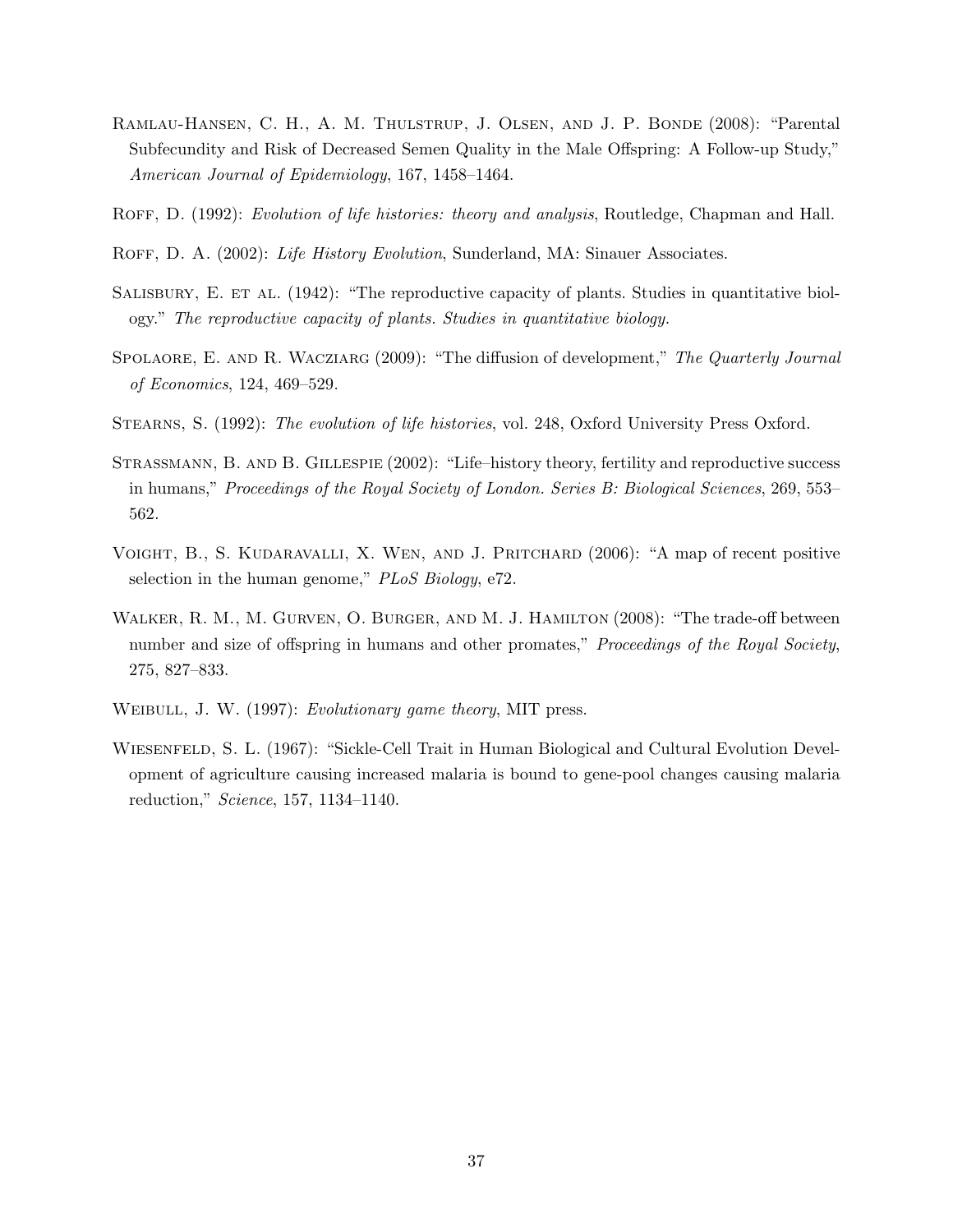Ramlau-Hansen, C. H., A. M. Thulstrup, J. Olsen, and J. P. Bonde (2008): "Parental Subfecundity and Risk of Decreased Semen Quality in the Male Offspring: A Follow-up Study," *American Journal of Epidemiology*, 167, 1458–1464.

Roff, D. (1992): *Evolution of life histories: theory and analysis*, Routledge, Chapman and Hall.

Roff, D. A. (2002): *Life History Evolution*, Sunderland, MA: Sinauer Associates.

Salisbury, E. et al. (1942): "The reproductive capacity of plants. Studies in quantitative biology." *The reproductive capacity of plants. Studies in quantitative biology.*

Spolaore, E. and R. Wacziarg (2009): "The diffusion of development," *The Quarterly Journal of Economics*, 124, 469–529.

Stearns, S. (1992): *The evolution of life histories*, vol. 248, Oxford University Press Oxford.

Strassmann, B. and B. Gillespie (2002): "Life–history theory, fertility and reproductive success in humans," *Proceedings of the Royal Society of London. Series B: Biological Sciences*, 269, 553–562.

Voight, B., S. Kudaravalli, X. Wen, and J. Pritchard (2006): "A map of recent positive selection in the human genome," *PLoS Biology*, e72.

Walker, R. M., M. Gurven, O. Burger, and M. J. Hamilton (2008): "The trade-off between number and size of offspring in humans and other promates," *Proceedings of the Royal Society*, 275, 827–833.

Weibull, J. W. (1997): *Evolutionary game theory*, MIT press.

Wiesenfeld, S. L. (1967): "Sickle-Cell Trait in Human Biological and Cultural Evolution Development of agriculture causing increased malaria is bound to gene-pool changes causing malaria reduction," *Science*, 157, 1134–1140.